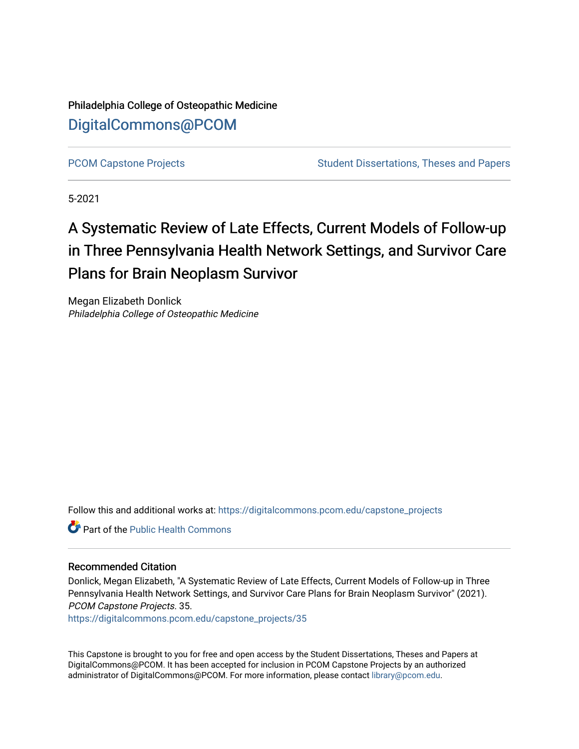Philadelphia College of Osteopathic Medicine

DigitalCommons@PCOM

PCOM Capstone Projects | Student Dissertations, Theses and Papers

5-2021

# A Systematic Review of Late Effects, Current Models of Follow-up in Three Pennsylvania Health Network Settings, and Survivor Care Plans for Brain Neoplasm Survivor

Megan Elizabeth Donlick

*Philadelphia College of Osteopathic Medicine*

Follow this and additional works at: https://digitalcommons.pcom.edu/capstone_projects

Part of the Public Health Commons

## Recommended Citation

Donlick, Megan Elizabeth, "A Systematic Review of Late Effects, Current Models of Follow-up in Three Pennsylvania Health Network Settings, and Survivor Care Plans for Brain Neoplasm Survivor" (2021). *PCOM Capstone Projects*. 35.
https://digitalcommons.pcom.edu/capstone_projects/35

This Capstone is brought to you for free and open access by the Student Dissertations, Theses and Papers at DigitalCommons@PCOM. It has been accepted for inclusion in PCOM Capstone Projects by an authorized administrator of DigitalCommons@PCOM. For more information, please contact library@pcom.edu.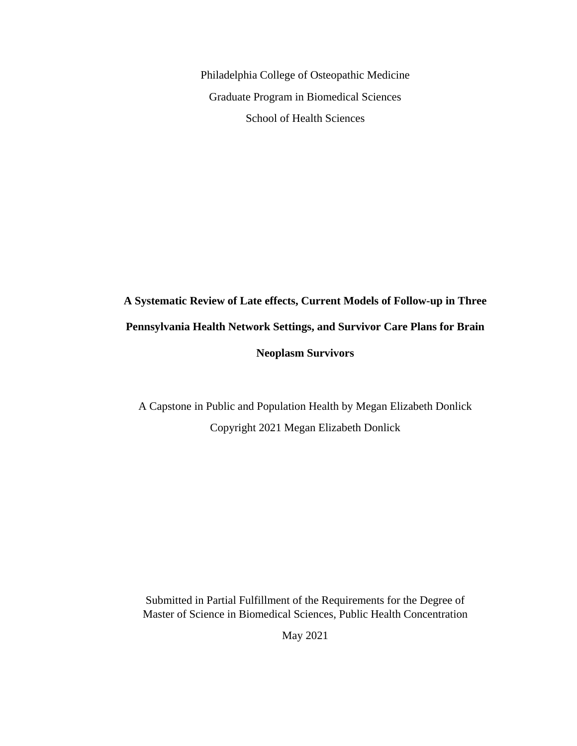Philadelphia College of Osteopathic Medicine

Graduate Program in Biomedical Sciences

School of Health Sciences

**A Systematic Review of Late effects, Current Models of Follow-up in Three Pennsylvania Health Network Settings, and Survivor Care Plans for Brain Neoplasm Survivors**

A Capstone in Public and Population Health by Megan Elizabeth Donlick

Copyright 2021 Megan Elizabeth Donlick

Submitted in Partial Fulfillment of the Requirements for the Degree of Master of Science in Biomedical Sciences, Public Health Concentration

May 2021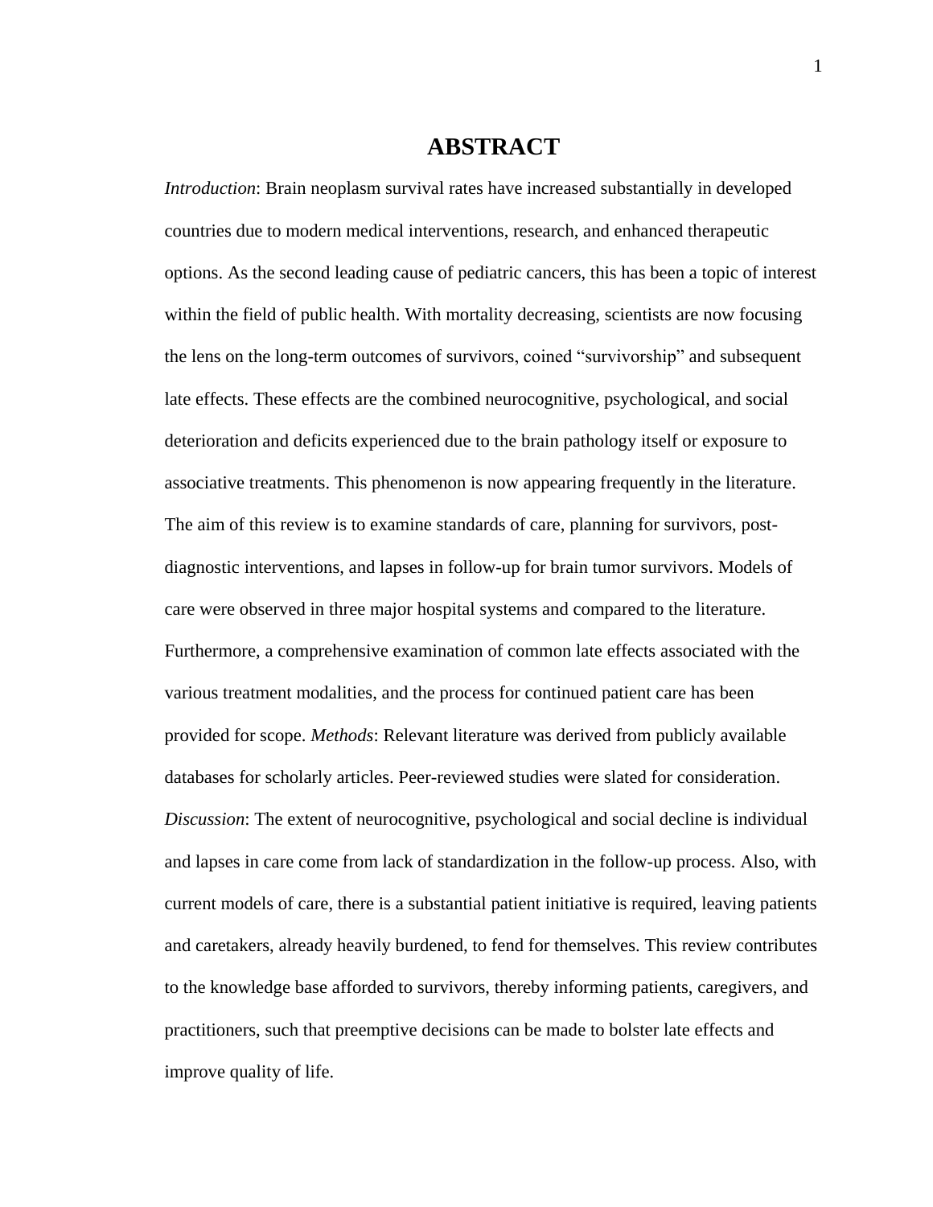# ABSTRACT

*Introduction*: Brain neoplasm survival rates have increased substantially in developed countries due to modern medical interventions, research, and enhanced therapeutic options. As the second leading cause of pediatric cancers, this has been a topic of interest within the field of public health. With mortality decreasing, scientists are now focusing the lens on the long-term outcomes of survivors, coined "survivorship" and subsequent late effects. These effects are the combined neurocognitive, psychological, and social deterioration and deficits experienced due to the brain pathology itself or exposure to associative treatments. This phenomenon is now appearing frequently in the literature. The aim of this review is to examine standards of care, planning for survivors, post-diagnostic interventions, and lapses in follow-up for brain tumor survivors. Models of care were observed in three major hospital systems and compared to the literature. Furthermore, a comprehensive examination of common late effects associated with the various treatment modalities, and the process for continued patient care has been provided for scope. *Methods*: Relevant literature was derived from publicly available databases for scholarly articles. Peer-reviewed studies were slated for consideration. *Discussion*: The extent of neurocognitive, psychological and social decline is individual and lapses in care come from lack of standardization in the follow-up process. Also, with current models of care, there is a substantial patient initiative is required, leaving patients and caretakers, already heavily burdened, to fend for themselves. This review contributes to the knowledge base afforded to survivors, thereby informing patients, caregivers, and practitioners, such that preemptive decisions can be made to bolster late effects and improve quality of life.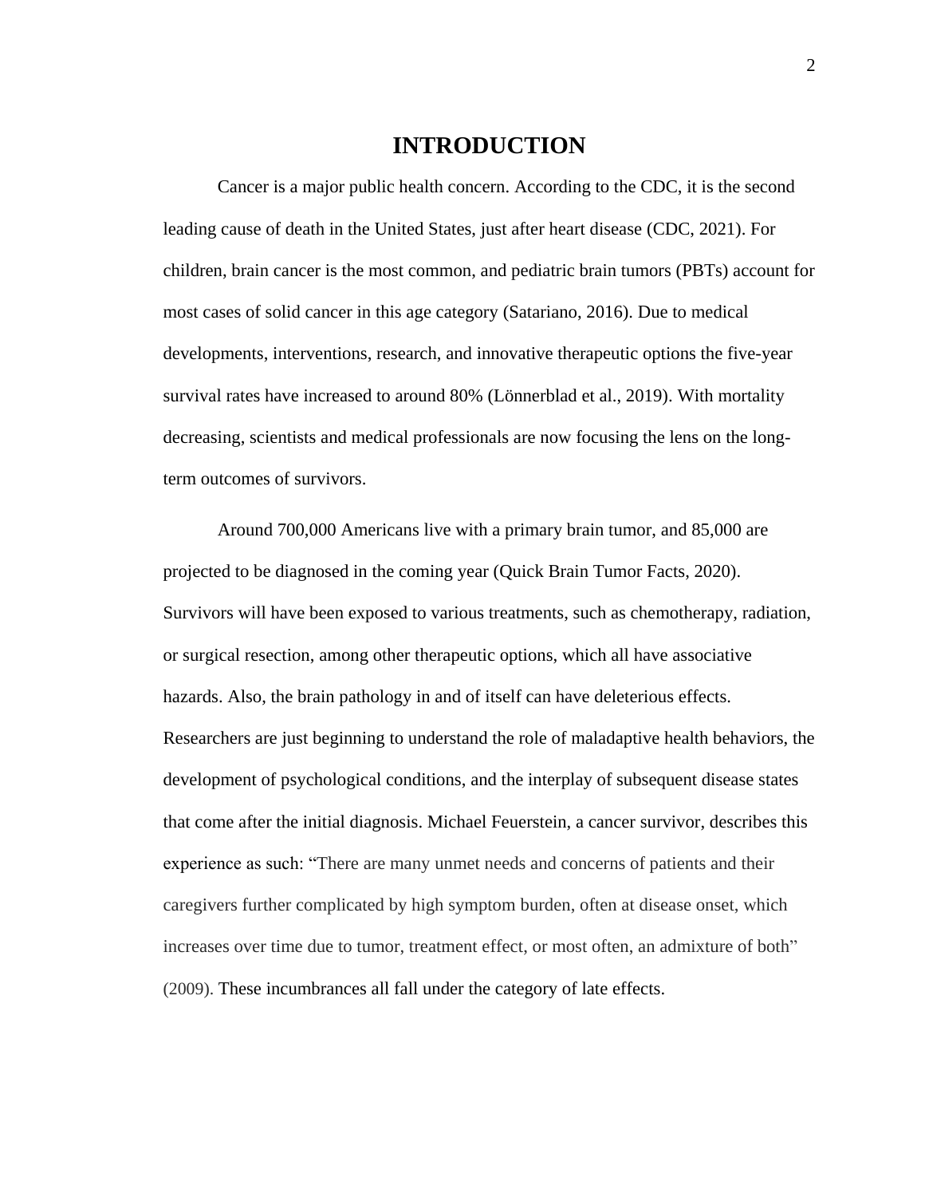# INTRODUCTION

Cancer is a major public health concern. According to the CDC, it is the second leading cause of death in the United States, just after heart disease (CDC, 2021). For children, brain cancer is the most common, and pediatric brain tumors (PBTs) account for most cases of solid cancer in this age category (Satariano, 2016). Due to medical developments, interventions, research, and innovative therapeutic options the five-year survival rates have increased to around 80% (Lönnerblad et al., 2019). With mortality decreasing, scientists and medical professionals are now focusing the lens on the long-term outcomes of survivors.

Around 700,000 Americans live with a primary brain tumor, and 85,000 are projected to be diagnosed in the coming year (Quick Brain Tumor Facts, 2020). Survivors will have been exposed to various treatments, such as chemotherapy, radiation, or surgical resection, among other therapeutic options, which all have associative hazards. Also, the brain pathology in and of itself can have deleterious effects. Researchers are just beginning to understand the role of maladaptive health behaviors, the development of psychological conditions, and the interplay of subsequent disease states that come after the initial diagnosis. Michael Feuerstein, a cancer survivor, describes this experience as such: "There are many unmet needs and concerns of patients and their caregivers further complicated by high symptom burden, often at disease onset, which increases over time due to tumor, treatment effect, or most often, an admixture of both" (2009). These incumbrances all fall under the category of late effects.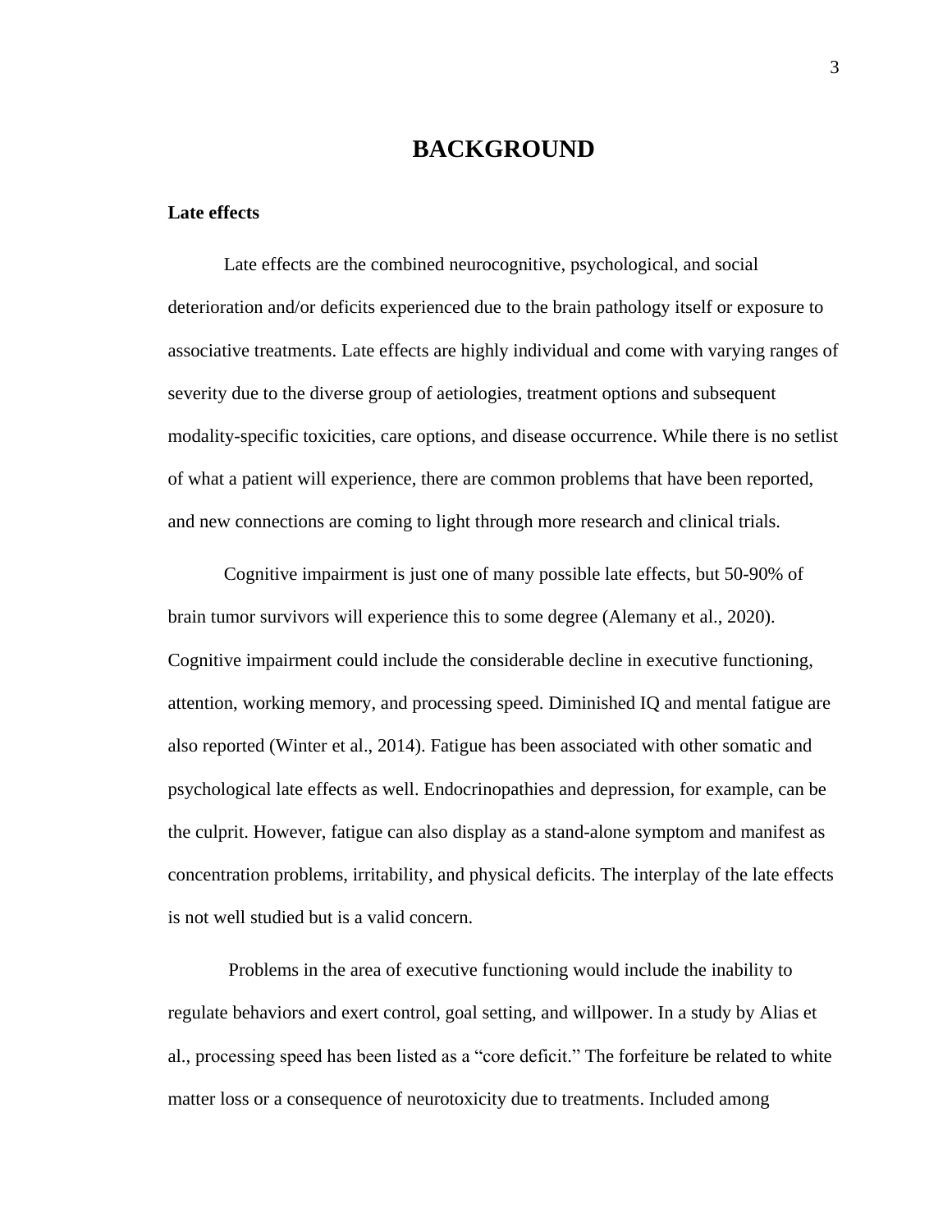# BACKGROUND

**Late effects**

Late effects are the combined neurocognitive, psychological, and social deterioration and/or deficits experienced due to the brain pathology itself or exposure to associative treatments. Late effects are highly individual and come with varying ranges of severity due to the diverse group of aetiologies, treatment options and subsequent modality-specific toxicities, care options, and disease occurrence. While there is no setlist of what a patient will experience, there are common problems that have been reported, and new connections are coming to light through more research and clinical trials.

Cognitive impairment is just one of many possible late effects, but 50-90% of brain tumor survivors will experience this to some degree (Alemany et al., 2020). Cognitive impairment could include the considerable decline in executive functioning, attention, working memory, and processing speed. Diminished IQ and mental fatigue are also reported (Winter et al., 2014). Fatigue has been associated with other somatic and psychological late effects as well. Endocrinopathies and depression, for example, can be the culprit. However, fatigue can also display as a stand-alone symptom and manifest as concentration problems, irritability, and physical deficits. The interplay of the late effects is not well studied but is a valid concern.

Problems in the area of executive functioning would include the inability to regulate behaviors and exert control, goal setting, and willpower. In a study by Alias et al., processing speed has been listed as a "core deficit." The forfeiture be related to white matter loss or a consequence of neurotoxicity due to treatments. Included among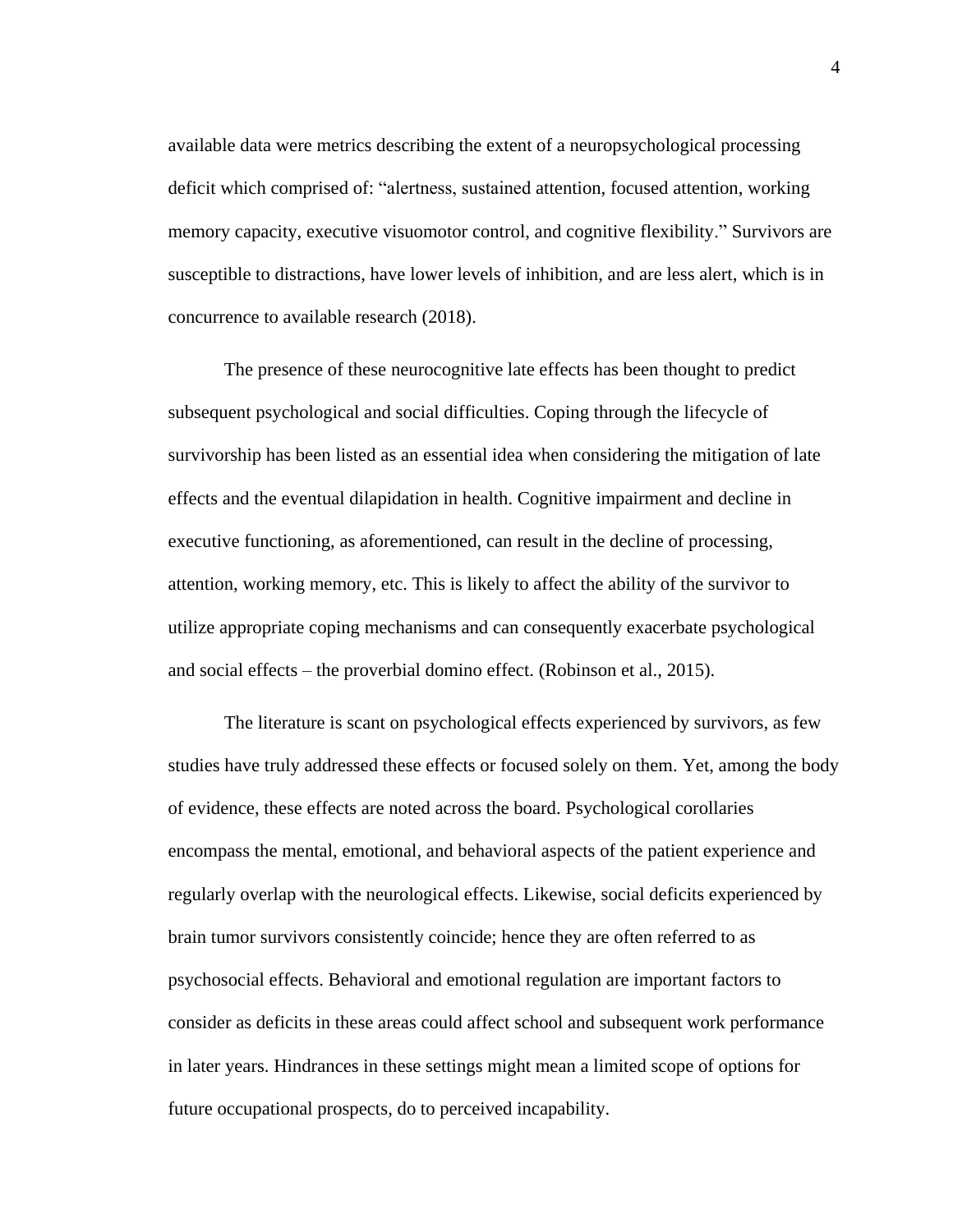available data were metrics describing the extent of a neuropsychological processing deficit which comprised of: "alertness, sustained attention, focused attention, working memory capacity, executive visuomotor control, and cognitive flexibility." Survivors are susceptible to distractions, have lower levels of inhibition, and are less alert, which is in concurrence to available research (2018).

The presence of these neurocognitive late effects has been thought to predict subsequent psychological and social difficulties. Coping through the lifecycle of survivorship has been listed as an essential idea when considering the mitigation of late effects and the eventual dilapidation in health. Cognitive impairment and decline in executive functioning, as aforementioned, can result in the decline of processing, attention, working memory, etc. This is likely to affect the ability of the survivor to utilize appropriate coping mechanisms and can consequently exacerbate psychological and social effects – the proverbial domino effect. (Robinson et al., 2015).

The literature is scant on psychological effects experienced by survivors, as few studies have truly addressed these effects or focused solely on them. Yet, among the body of evidence, these effects are noted across the board. Psychological corollaries encompass the mental, emotional, and behavioral aspects of the patient experience and regularly overlap with the neurological effects. Likewise, social deficits experienced by brain tumor survivors consistently coincide; hence they are often referred to as psychosocial effects. Behavioral and emotional regulation are important factors to consider as deficits in these areas could affect school and subsequent work performance in later years. Hindrances in these settings might mean a limited scope of options for future occupational prospects, do to perceived incapability.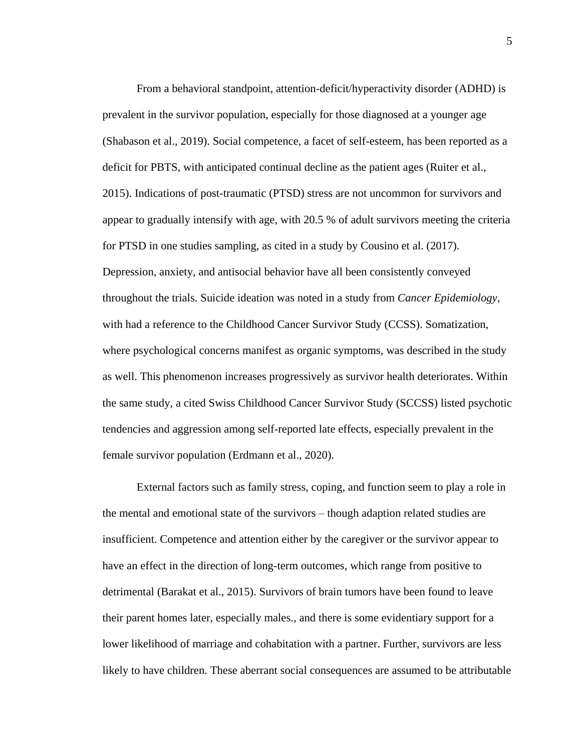From a behavioral standpoint, attention-deficit/hyperactivity disorder (ADHD) is prevalent in the survivor population, especially for those diagnosed at a younger age (Shabason et al., 2019). Social competence, a facet of self-esteem, has been reported as a deficit for PBTS, with anticipated continual decline as the patient ages (Ruiter et al., 2015). Indications of post-traumatic (PTSD) stress are not uncommon for survivors and appear to gradually intensify with age, with 20.5 % of adult survivors meeting the criteria for PTSD in one studies sampling, as cited in a study by Cousino et al. (2017). Depression, anxiety, and antisocial behavior have all been consistently conveyed throughout the trials. Suicide ideation was noted in a study from *Cancer Epidemiology*, with had a reference to the Childhood Cancer Survivor Study (CCSS). Somatization, where psychological concerns manifest as organic symptoms, was described in the study as well. This phenomenon increases progressively as survivor health deteriorates. Within the same study, a cited Swiss Childhood Cancer Survivor Study (SCCSS) listed psychotic tendencies and aggression among self-reported late effects, especially prevalent in the female survivor population (Erdmann et al., 2020).

External factors such as family stress, coping, and function seem to play a role in the mental and emotional state of the survivors – though adaption related studies are insufficient. Competence and attention either by the caregiver or the survivor appear to have an effect in the direction of long-term outcomes, which range from positive to detrimental (Barakat et al., 2015). Survivors of brain tumors have been found to leave their parent homes later, especially males., and there is some evidentiary support for a lower likelihood of marriage and cohabitation with a partner. Further, survivors are less likely to have children. These aberrant social consequences are assumed to be attributable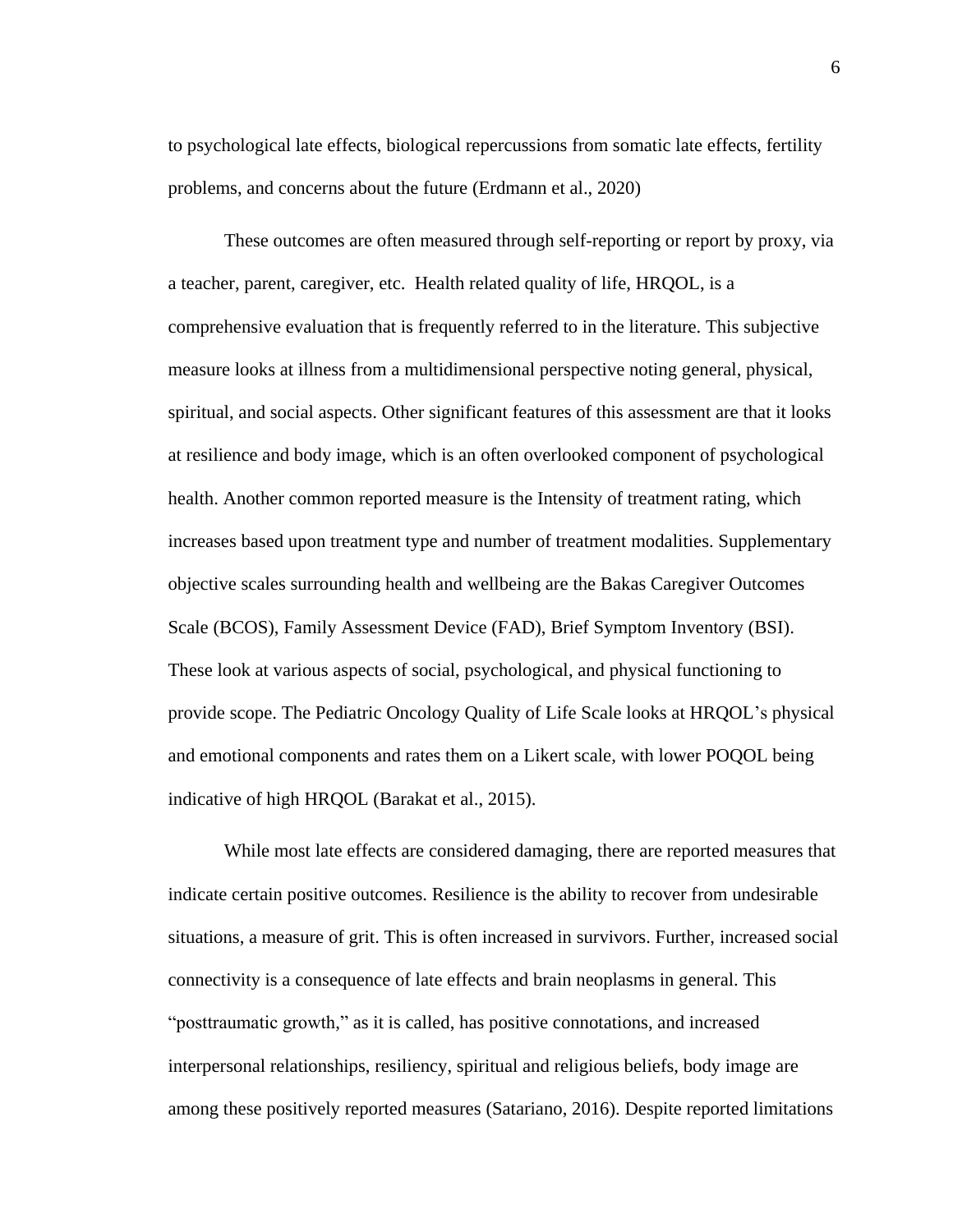to psychological late effects, biological repercussions from somatic late effects, fertility problems, and concerns about the future (Erdmann et al., 2020)

These outcomes are often measured through self-reporting or report by proxy, via a teacher, parent, caregiver, etc.  Health related quality of life, HRQOL, is a comprehensive evaluation that is frequently referred to in the literature. This subjective measure looks at illness from a multidimensional perspective noting general, physical, spiritual, and social aspects. Other significant features of this assessment are that it looks at resilience and body image, which is an often overlooked component of psychological health. Another common reported measure is the Intensity of treatment rating, which increases based upon treatment type and number of treatment modalities. Supplementary objective scales surrounding health and wellbeing are the Bakas Caregiver Outcomes Scale (BCOS), Family Assessment Device (FAD), Brief Symptom Inventory (BSI). These look at various aspects of social, psychological, and physical functioning to provide scope. The Pediatric Oncology Quality of Life Scale looks at HRQOL's physical and emotional components and rates them on a Likert scale, with lower POQOL being indicative of high HRQOL (Barakat et al., 2015).

While most late effects are considered damaging, there are reported measures that indicate certain positive outcomes. Resilience is the ability to recover from undesirable situations, a measure of grit. This is often increased in survivors. Further, increased social connectivity is a consequence of late effects and brain neoplasms in general. This "posttraumatic growth," as it is called, has positive connotations, and increased interpersonal relationships, resiliency, spiritual and religious beliefs, body image are among these positively reported measures (Satariano, 2016). Despite reported limitations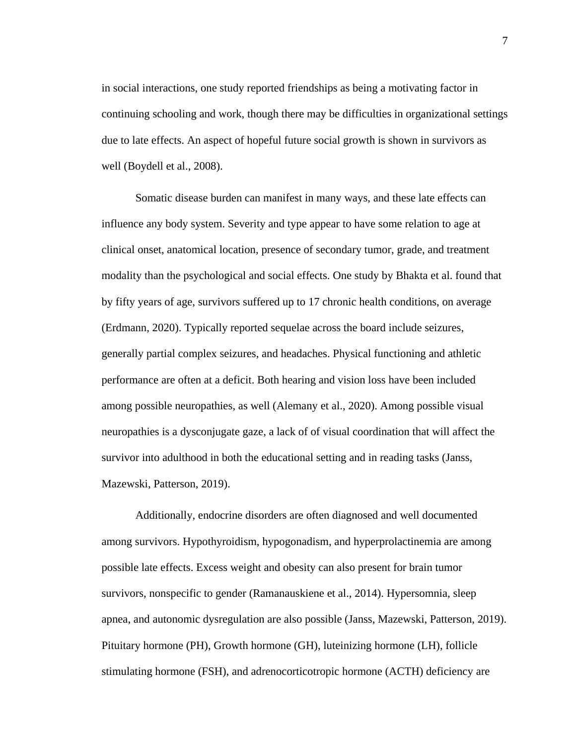in social interactions, one study reported friendships as being a motivating factor in continuing schooling and work, though there may be difficulties in organizational settings due to late effects. An aspect of hopeful future social growth is shown in survivors as well (Boydell et al., 2008).

Somatic disease burden can manifest in many ways, and these late effects can influence any body system. Severity and type appear to have some relation to age at clinical onset, anatomical location, presence of secondary tumor, grade, and treatment modality than the psychological and social effects. One study by Bhakta et al. found that by fifty years of age, survivors suffered up to 17 chronic health conditions, on average (Erdmann, 2020). Typically reported sequelae across the board include seizures, generally partial complex seizures, and headaches. Physical functioning and athletic performance are often at a deficit. Both hearing and vision loss have been included among possible neuropathies, as well (Alemany et al., 2020). Among possible visual neuropathies is a dysconjugate gaze, a lack of of visual coordination that will affect the survivor into adulthood in both the educational setting and in reading tasks (Janss, Mazewski, Patterson, 2019).

Additionally, endocrine disorders are often diagnosed and well documented among survivors. Hypothyroidism, hypogonadism, and hyperprolactinemia are among possible late effects. Excess weight and obesity can also present for brain tumor survivors, nonspecific to gender (Ramanauskiene et al., 2014). Hypersomnia, sleep apnea, and autonomic dysregulation are also possible (Janss, Mazewski, Patterson, 2019). Pituitary hormone (PH), Growth hormone (GH), luteinizing hormone (LH), follicle stimulating hormone (FSH), and adrenocorticotropic hormone (ACTH) deficiency are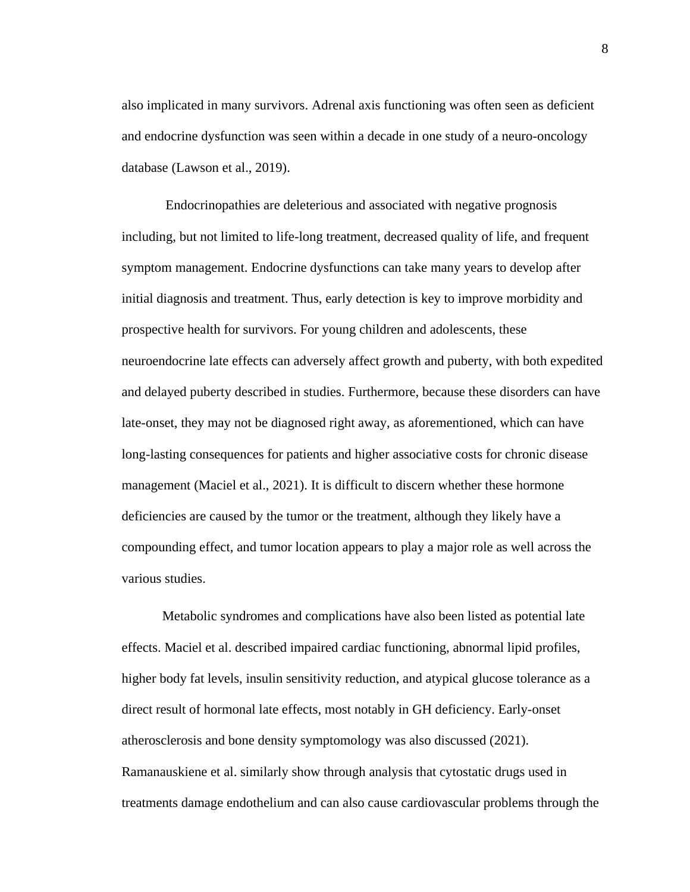also implicated in many survivors. Adrenal axis functioning was often seen as deficient and endocrine dysfunction was seen within a decade in one study of a neuro-oncology database (Lawson et al., 2019).

Endocrinopathies are deleterious and associated with negative prognosis including, but not limited to life-long treatment, decreased quality of life, and frequent symptom management. Endocrine dysfunctions can take many years to develop after initial diagnosis and treatment. Thus, early detection is key to improve morbidity and prospective health for survivors. For young children and adolescents, these neuroendocrine late effects can adversely affect growth and puberty, with both expedited and delayed puberty described in studies. Furthermore, because these disorders can have late-onset, they may not be diagnosed right away, as aforementioned, which can have long-lasting consequences for patients and higher associative costs for chronic disease management (Maciel et al., 2021). It is difficult to discern whether these hormone deficiencies are caused by the tumor or the treatment, although they likely have a compounding effect, and tumor location appears to play a major role as well across the various studies.

Metabolic syndromes and complications have also been listed as potential late effects. Maciel et al. described impaired cardiac functioning, abnormal lipid profiles, higher body fat levels, insulin sensitivity reduction, and atypical glucose tolerance as a direct result of hormonal late effects, most notably in GH deficiency. Early-onset atherosclerosis and bone density symptomology was also discussed (2021). Ramanauskiene et al. similarly show through analysis that cytostatic drugs used in treatments damage endothelium and can also cause cardiovascular problems through the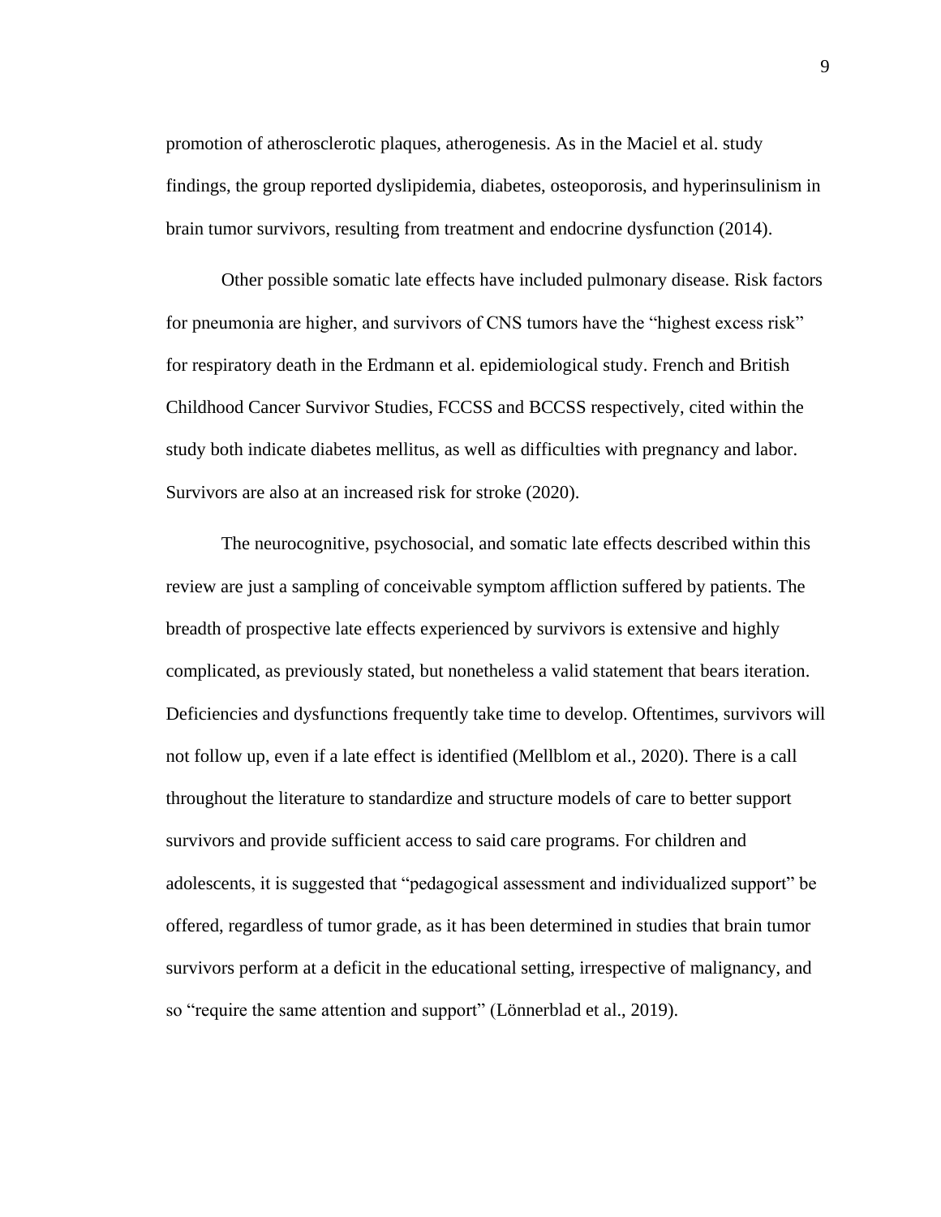promotion of atherosclerotic plaques, atherogenesis. As in the Maciel et al. study findings, the group reported dyslipidemia, diabetes, osteoporosis, and hyperinsulinism in brain tumor survivors, resulting from treatment and endocrine dysfunction (2014).

Other possible somatic late effects have included pulmonary disease. Risk factors for pneumonia are higher, and survivors of CNS tumors have the "highest excess risk" for respiratory death in the Erdmann et al. epidemiological study. French and British Childhood Cancer Survivor Studies, FCCSS and BCCSS respectively, cited within the study both indicate diabetes mellitus, as well as difficulties with pregnancy and labor. Survivors are also at an increased risk for stroke (2020).

The neurocognitive, psychosocial, and somatic late effects described within this review are just a sampling of conceivable symptom affliction suffered by patients. The breadth of prospective late effects experienced by survivors is extensive and highly complicated, as previously stated, but nonetheless a valid statement that bears iteration. Deficiencies and dysfunctions frequently take time to develop. Oftentimes, survivors will not follow up, even if a late effect is identified (Mellblom et al., 2020). There is a call throughout the literature to standardize and structure models of care to better support survivors and provide sufficient access to said care programs. For children and adolescents, it is suggested that "pedagogical assessment and individualized support" be offered, regardless of tumor grade, as it has been determined in studies that brain tumor survivors perform at a deficit in the educational setting, irrespective of malignancy, and so "require the same attention and support" (Lönnerblad et al., 2019).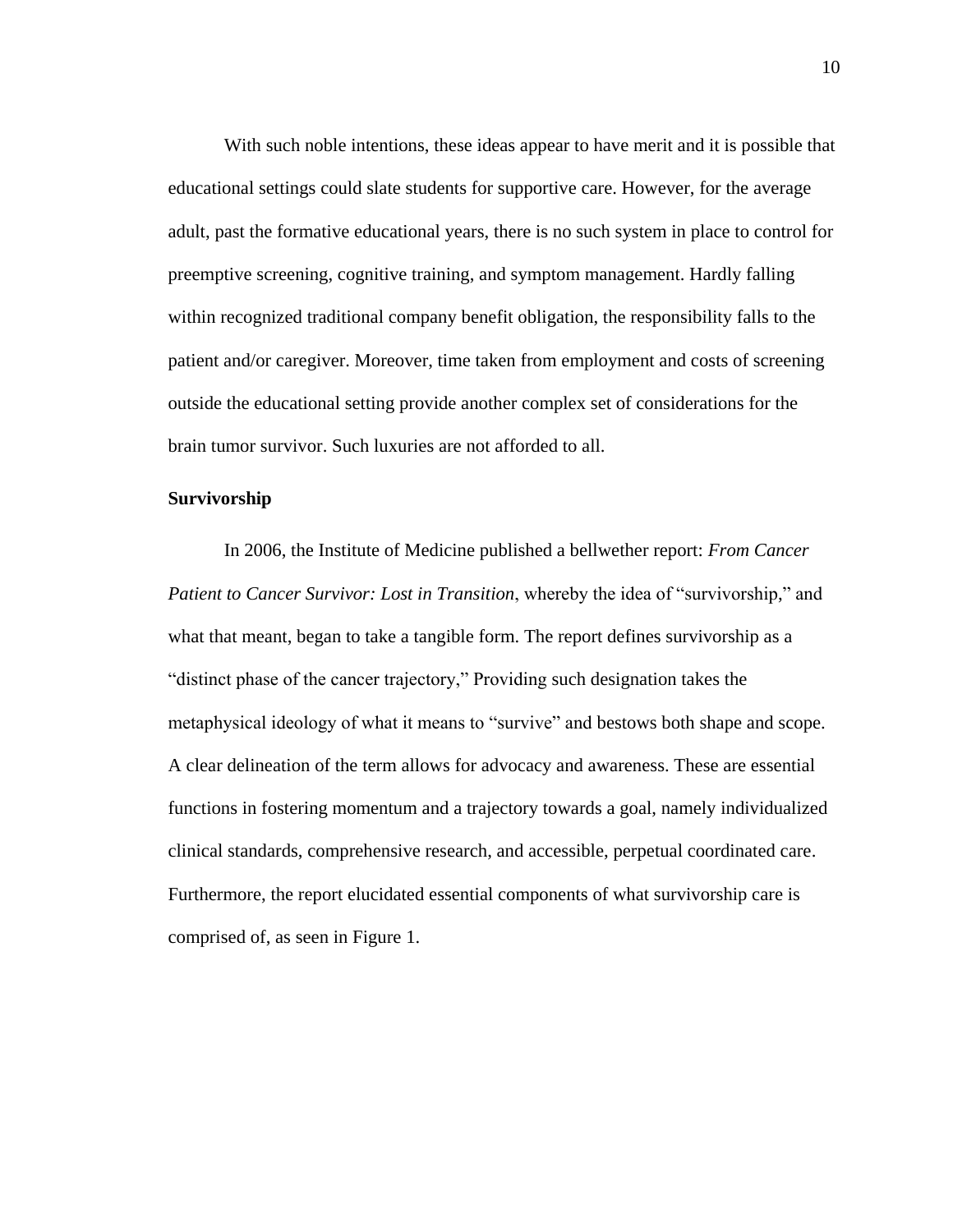With such noble intentions, these ideas appear to have merit and it is possible that educational settings could slate students for supportive care. However, for the average adult, past the formative educational years, there is no such system in place to control for preemptive screening, cognitive training, and symptom management. Hardly falling within recognized traditional company benefit obligation, the responsibility falls to the patient and/or caregiver. Moreover, time taken from employment and costs of screening outside the educational setting provide another complex set of considerations for the brain tumor survivor. Such luxuries are not afforded to all.

**Survivorship**

In 2006, the Institute of Medicine published a bellwether report: *From Cancer Patient to Cancer Survivor: Lost in Transition*, whereby the idea of "survivorship," and what that meant, began to take a tangible form. The report defines survivorship as a "distinct phase of the cancer trajectory," Providing such designation takes the metaphysical ideology of what it means to "survive" and bestows both shape and scope. A clear delineation of the term allows for advocacy and awareness. These are essential functions in fostering momentum and a trajectory towards a goal, namely individualized clinical standards, comprehensive research, and accessible, perpetual coordinated care. Furthermore, the report elucidated essential components of what survivorship care is comprised of, as seen in Figure 1.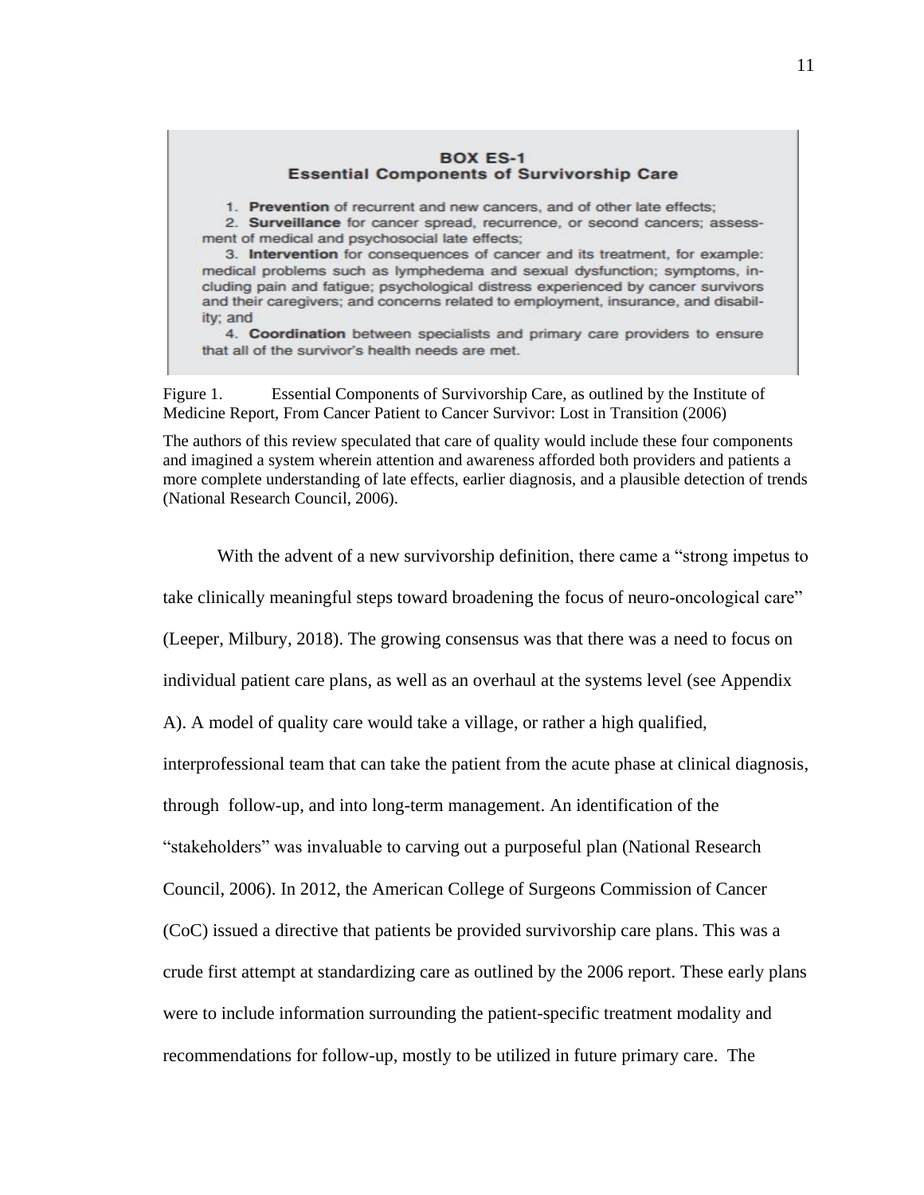**BOX ES-1**
**Essential Components of Survivorship Care**

1. **Prevention** of recurrent and new cancers, and of other late effects;
2. **Surveillance** for cancer spread, recurrence, or second cancers; assessment of medical and psychosocial late effects;
3. **Intervention** for consequences of cancer and its treatment, for example: medical problems such as lymphedema and sexual dysfunction; symptoms, including pain and fatigue; psychological distress experienced by cancer survivors and their caregivers; and concerns related to employment, insurance, and disability; and
4. **Coordination** between specialists and primary care providers to ensure that all of the survivor's health needs are met.

Figure 1. Essential Components of Survivorship Care, as outlined by the Institute of Medicine Report, From Cancer Patient to Cancer Survivor: Lost in Transition (2006)

The authors of this review speculated that care of quality would include these four components and imagined a system wherein attention and awareness afforded both providers and patients a more complete understanding of late effects, earlier diagnosis, and a plausible detection of trends (National Research Council, 2006).

With the advent of a new survivorship definition, there came a "strong impetus to take clinically meaningful steps toward broadening the focus of neuro-oncological care" (Leeper, Milbury, 2018). The growing consensus was that there was a need to focus on individual patient care plans, as well as an overhaul at the systems level (see Appendix A). A model of quality care would take a village, or rather a high qualified, interprofessional team that can take the patient from the acute phase at clinical diagnosis, through follow-up, and into long-term management. An identification of the "stakeholders" was invaluable to carving out a purposeful plan (National Research Council, 2006). In 2012, the American College of Surgeons Commission of Cancer (CoC) issued a directive that patients be provided survivorship care plans. This was a crude first attempt at standardizing care as outlined by the 2006 report. These early plans were to include information surrounding the patient-specific treatment modality and recommendations for follow-up, mostly to be utilized in future primary care. The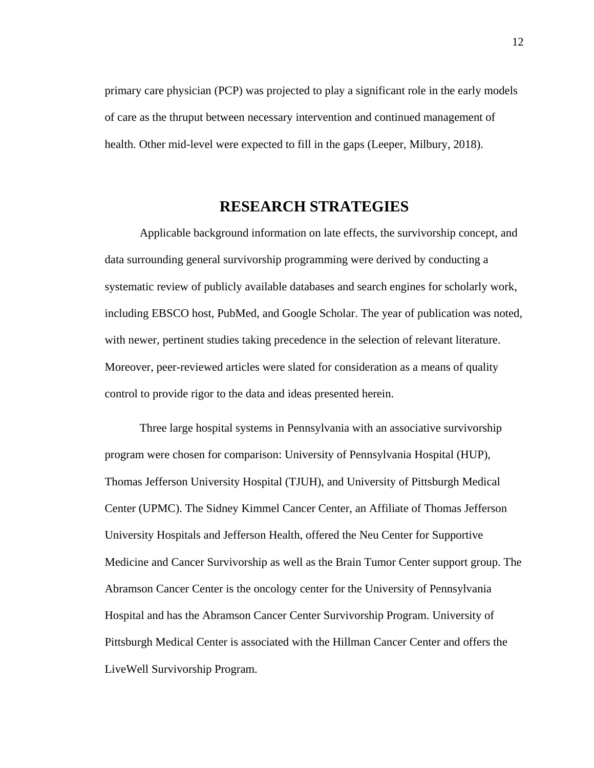primary care physician (PCP) was projected to play a significant role in the early models of care as the thruput between necessary intervention and continued management of health. Other mid-level were expected to fill in the gaps (Leeper, Milbury, 2018).

## RESEARCH STRATEGIES

Applicable background information on late effects, the survivorship concept, and data surrounding general survivorship programming were derived by conducting a systematic review of publicly available databases and search engines for scholarly work, including EBSCO host, PubMed, and Google Scholar. The year of publication was noted, with newer, pertinent studies taking precedence in the selection of relevant literature. Moreover, peer-reviewed articles were slated for consideration as a means of quality control to provide rigor to the data and ideas presented herein.

Three large hospital systems in Pennsylvania with an associative survivorship program were chosen for comparison: University of Pennsylvania Hospital (HUP), Thomas Jefferson University Hospital (TJUH), and University of Pittsburgh Medical Center (UPMC). The Sidney Kimmel Cancer Center, an Affiliate of Thomas Jefferson University Hospitals and Jefferson Health, offered the Neu Center for Supportive Medicine and Cancer Survivorship as well as the Brain Tumor Center support group. The Abramson Cancer Center is the oncology center for the University of Pennsylvania Hospital and has the Abramson Cancer Center Survivorship Program. University of Pittsburgh Medical Center is associated with the Hillman Cancer Center and offers the LiveWell Survivorship Program.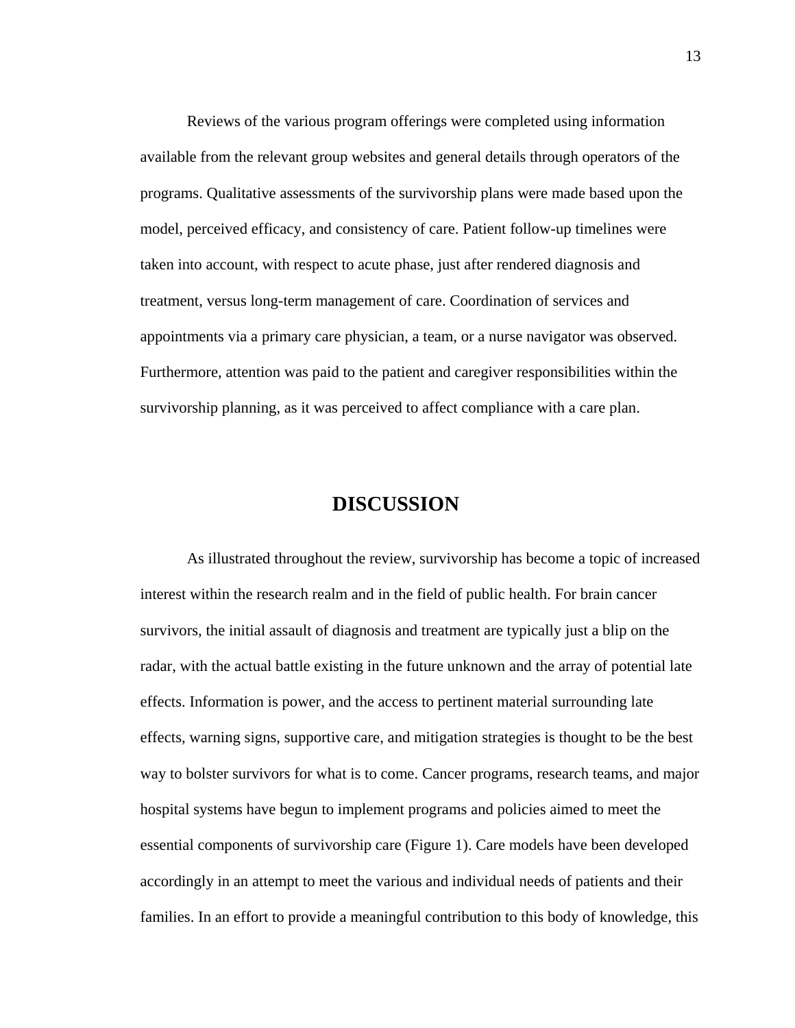Reviews of the various program offerings were completed using information available from the relevant group websites and general details through operators of the programs. Qualitative assessments of the survivorship plans were made based upon the model, perceived efficacy, and consistency of care. Patient follow-up timelines were taken into account, with respect to acute phase, just after rendered diagnosis and treatment, versus long-term management of care. Coordination of services and appointments via a primary care physician, a team, or a nurse navigator was observed. Furthermore, attention was paid to the patient and caregiver responsibilities within the survivorship planning, as it was perceived to affect compliance with a care plan.

# DISCUSSION

As illustrated throughout the review, survivorship has become a topic of increased interest within the research realm and in the field of public health. For brain cancer survivors, the initial assault of diagnosis and treatment are typically just a blip on the radar, with the actual battle existing in the future unknown and the array of potential late effects. Information is power, and the access to pertinent material surrounding late effects, warning signs, supportive care, and mitigation strategies is thought to be the best way to bolster survivors for what is to come. Cancer programs, research teams, and major hospital systems have begun to implement programs and policies aimed to meet the essential components of survivorship care (Figure 1). Care models have been developed accordingly in an attempt to meet the various and individual needs of patients and their families. In an effort to provide a meaningful contribution to this body of knowledge, this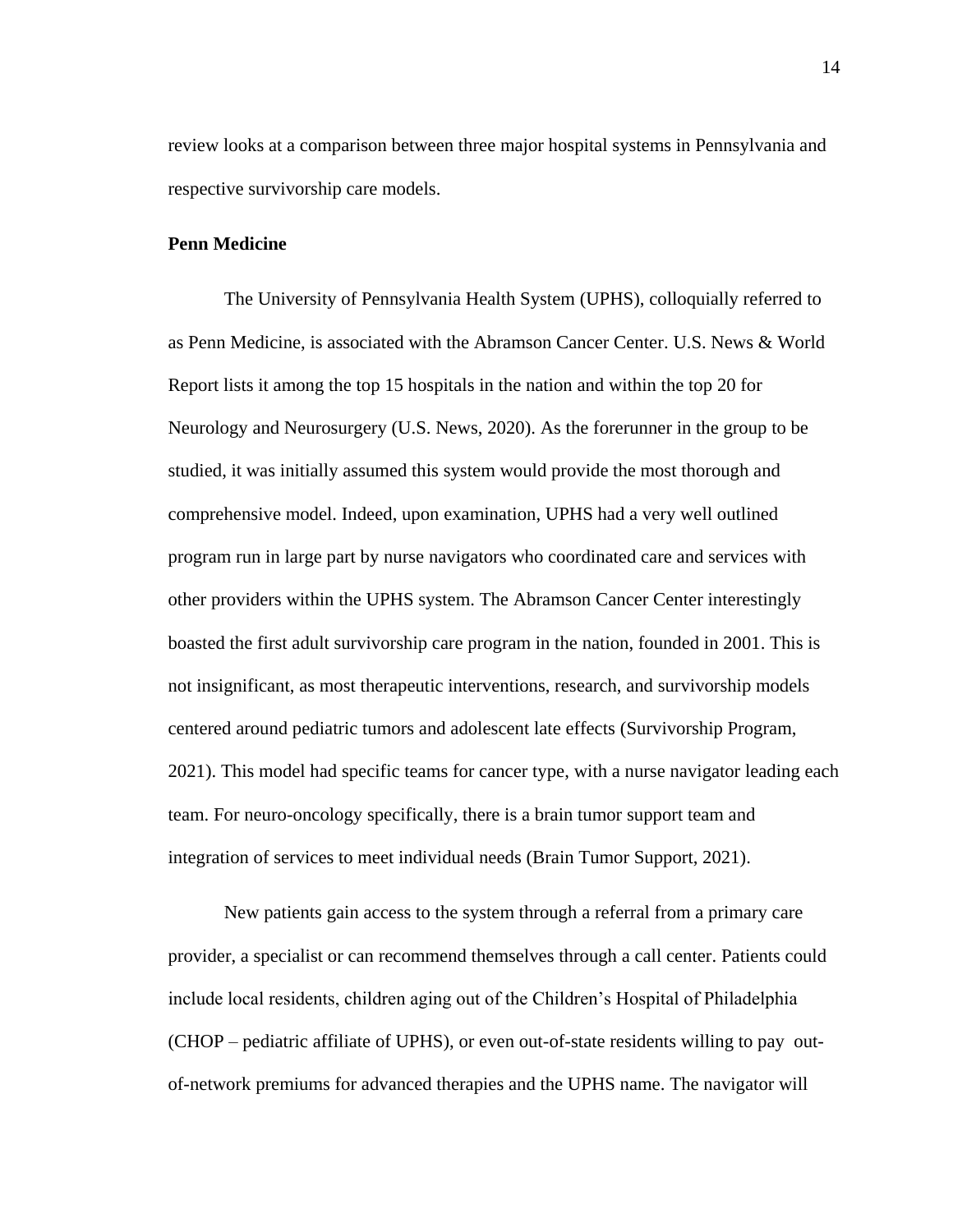review looks at a comparison between three major hospital systems in Pennsylvania and respective survivorship care models.

**Penn Medicine**

The University of Pennsylvania Health System (UPHS), colloquially referred to as Penn Medicine, is associated with the Abramson Cancer Center. U.S. News & World Report lists it among the top 15 hospitals in the nation and within the top 20 for Neurology and Neurosurgery (U.S. News, 2020). As the forerunner in the group to be studied, it was initially assumed this system would provide the most thorough and comprehensive model. Indeed, upon examination, UPHS had a very well outlined program run in large part by nurse navigators who coordinated care and services with other providers within the UPHS system. The Abramson Cancer Center interestingly boasted the first adult survivorship care program in the nation, founded in 2001. This is not insignificant, as most therapeutic interventions, research, and survivorship models centered around pediatric tumors and adolescent late effects (Survivorship Program, 2021). This model had specific teams for cancer type, with a nurse navigator leading each team. For neuro-oncology specifically, there is a brain tumor support team and integration of services to meet individual needs (Brain Tumor Support, 2021).

New patients gain access to the system through a referral from a primary care provider, a specialist or can recommend themselves through a call center. Patients could include local residents, children aging out of the Children's Hospital of Philadelphia (CHOP – pediatric affiliate of UPHS), or even out-of-state residents willing to pay out-of-network premiums for advanced therapies and the UPHS name. The navigator will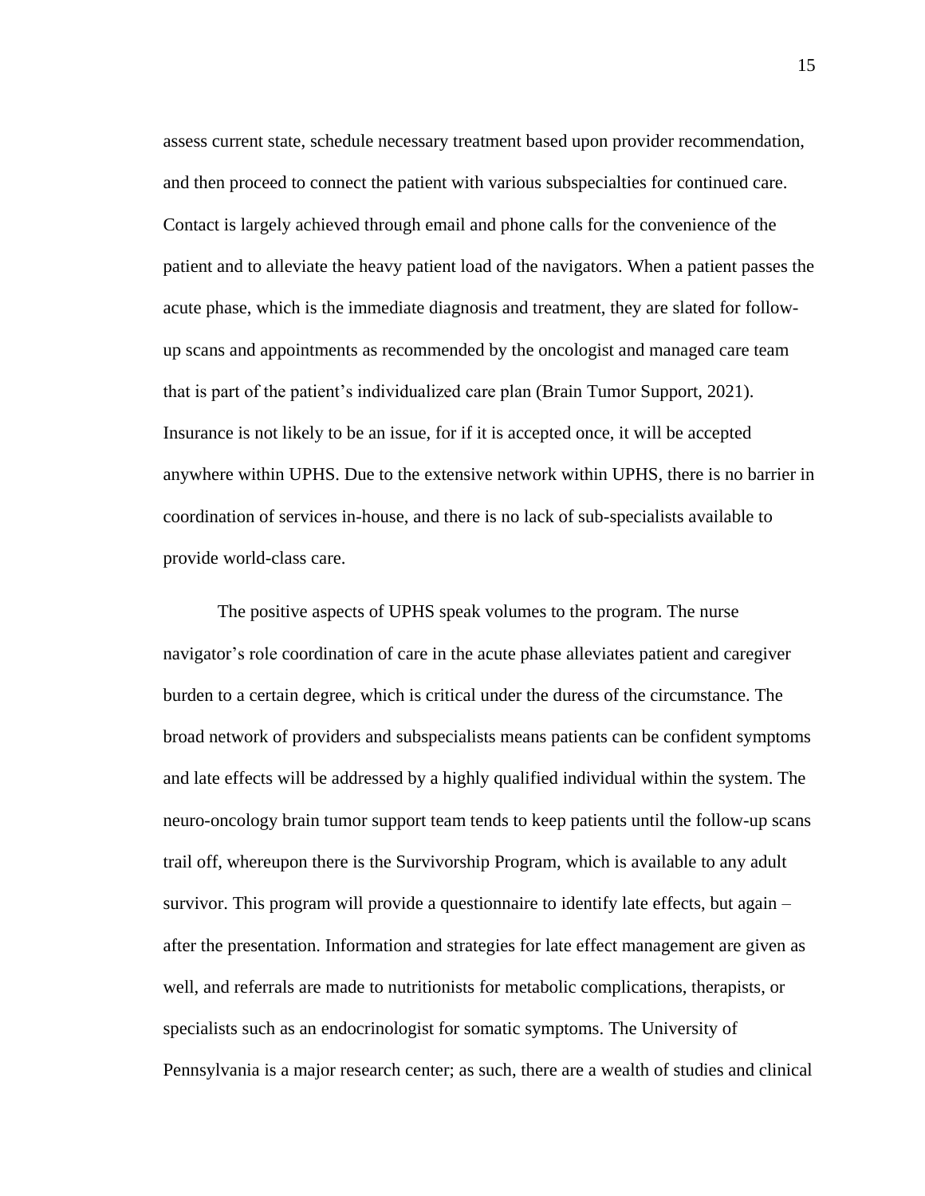assess current state, schedule necessary treatment based upon provider recommendation, and then proceed to connect the patient with various subspecialties for continued care. Contact is largely achieved through email and phone calls for the convenience of the patient and to alleviate the heavy patient load of the navigators. When a patient passes the acute phase, which is the immediate diagnosis and treatment, they are slated for follow-up scans and appointments as recommended by the oncologist and managed care team that is part of the patient's individualized care plan (Brain Tumor Support, 2021). Insurance is not likely to be an issue, for if it is accepted once, it will be accepted anywhere within UPHS. Due to the extensive network within UPHS, there is no barrier in coordination of services in-house, and there is no lack of sub-specialists available to provide world-class care.

The positive aspects of UPHS speak volumes to the program. The nurse navigator's role coordination of care in the acute phase alleviates patient and caregiver burden to a certain degree, which is critical under the duress of the circumstance. The broad network of providers and subspecialists means patients can be confident symptoms and late effects will be addressed by a highly qualified individual within the system. The neuro-oncology brain tumor support team tends to keep patients until the follow-up scans trail off, whereupon there is the Survivorship Program, which is available to any adult survivor. This program will provide a questionnaire to identify late effects, but again – after the presentation. Information and strategies for late effect management are given as well, and referrals are made to nutritionists for metabolic complications, therapists, or specialists such as an endocrinologist for somatic symptoms. The University of Pennsylvania is a major research center; as such, there are a wealth of studies and clinical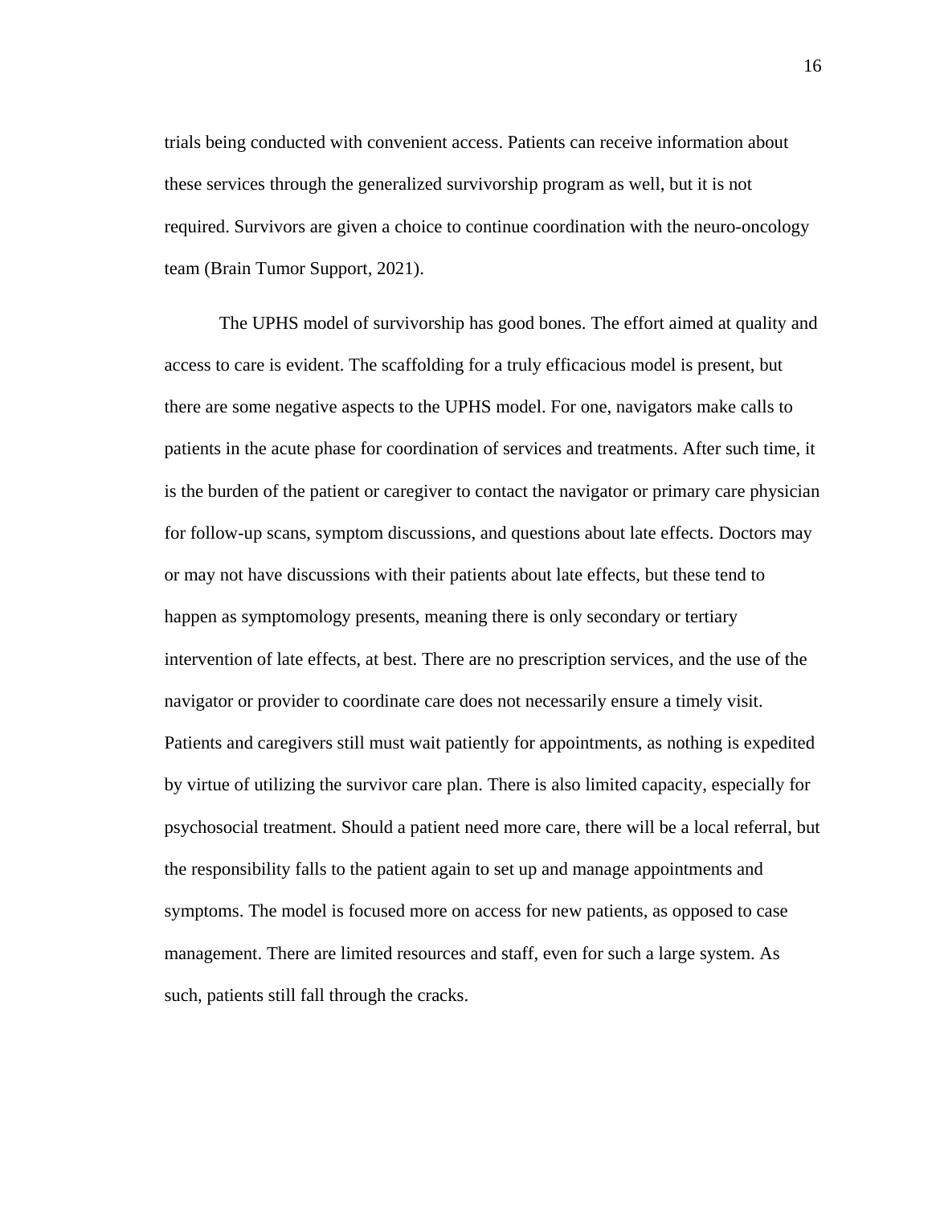trials being conducted with convenient access. Patients can receive information about these services through the generalized survivorship program as well, but it is not required. Survivors are given a choice to continue coordination with the neuro-oncology team (Brain Tumor Support, 2021).

The UPHS model of survivorship has good bones. The effort aimed at quality and access to care is evident. The scaffolding for a truly efficacious model is present, but there are some negative aspects to the UPHS model. For one, navigators make calls to patients in the acute phase for coordination of services and treatments. After such time, it is the burden of the patient or caregiver to contact the navigator or primary care physician for follow-up scans, symptom discussions, and questions about late effects. Doctors may or may not have discussions with their patients about late effects, but these tend to happen as symptomology presents, meaning there is only secondary or tertiary intervention of late effects, at best. There are no prescription services, and the use of the navigator or provider to coordinate care does not necessarily ensure a timely visit. Patients and caregivers still must wait patiently for appointments, as nothing is expedited by virtue of utilizing the survivor care plan. There is also limited capacity, especially for psychosocial treatment. Should a patient need more care, there will be a local referral, but the responsibility falls to the patient again to set up and manage appointments and symptoms. The model is focused more on access for new patients, as opposed to case management. There are limited resources and staff, even for such a large system. As such, patients still fall through the cracks.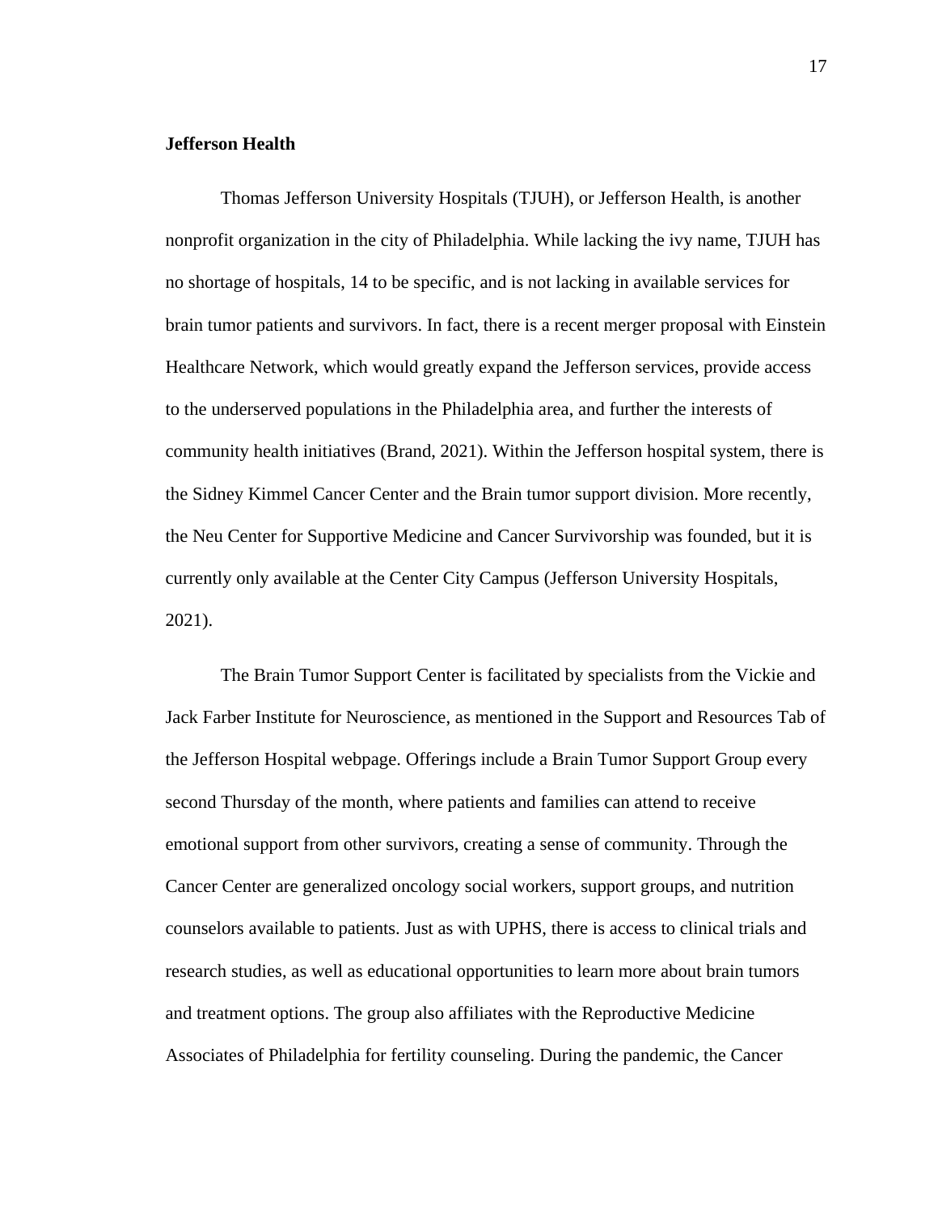**Jefferson Health**

Thomas Jefferson University Hospitals (TJUH), or Jefferson Health, is another nonprofit organization in the city of Philadelphia. While lacking the ivy name, TJUH has no shortage of hospitals, 14 to be specific, and is not lacking in available services for brain tumor patients and survivors. In fact, there is a recent merger proposal with Einstein Healthcare Network, which would greatly expand the Jefferson services, provide access to the underserved populations in the Philadelphia area, and further the interests of community health initiatives (Brand, 2021). Within the Jefferson hospital system, there is the Sidney Kimmel Cancer Center and the Brain tumor support division. More recently, the Neu Center for Supportive Medicine and Cancer Survivorship was founded, but it is currently only available at the Center City Campus (Jefferson University Hospitals, 2021).

The Brain Tumor Support Center is facilitated by specialists from the Vickie and Jack Farber Institute for Neuroscience, as mentioned in the Support and Resources Tab of the Jefferson Hospital webpage. Offerings include a Brain Tumor Support Group every second Thursday of the month, where patients and families can attend to receive emotional support from other survivors, creating a sense of community. Through the Cancer Center are generalized oncology social workers, support groups, and nutrition counselors available to patients. Just as with UPHS, there is access to clinical trials and research studies, as well as educational opportunities to learn more about brain tumors and treatment options. The group also affiliates with the Reproductive Medicine Associates of Philadelphia for fertility counseling. During the pandemic, the Cancer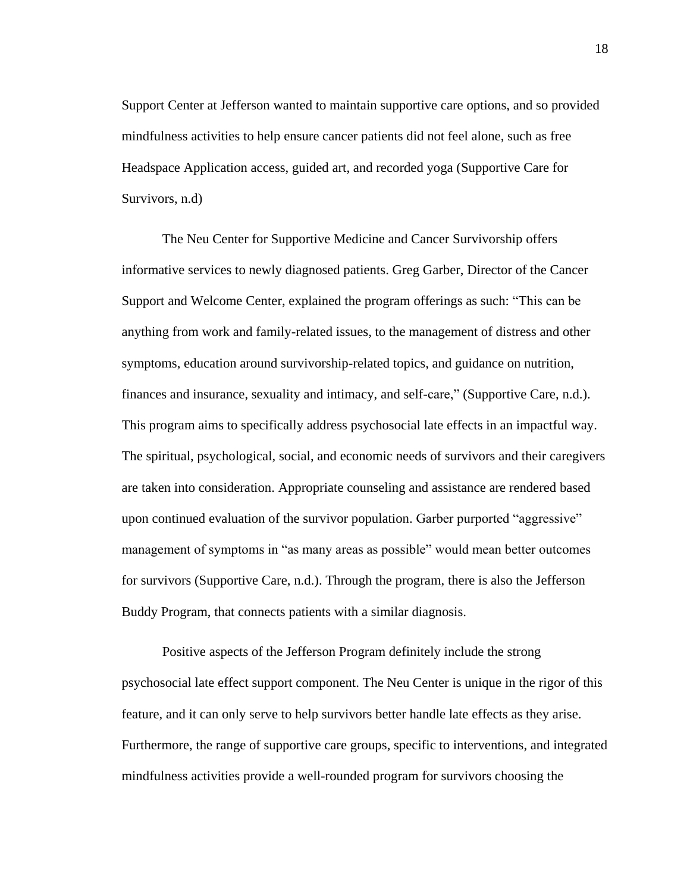Support Center at Jefferson wanted to maintain supportive care options, and so provided mindfulness activities to help ensure cancer patients did not feel alone, such as free Headspace Application access, guided art, and recorded yoga (Supportive Care for Survivors, n.d)

The Neu Center for Supportive Medicine and Cancer Survivorship offers informative services to newly diagnosed patients. Greg Garber, Director of the Cancer Support and Welcome Center, explained the program offerings as such: "This can be anything from work and family-related issues, to the management of distress and other symptoms, education around survivorship-related topics, and guidance on nutrition, finances and insurance, sexuality and intimacy, and self-care," (Supportive Care, n.d.). This program aims to specifically address psychosocial late effects in an impactful way. The spiritual, psychological, social, and economic needs of survivors and their caregivers are taken into consideration. Appropriate counseling and assistance are rendered based upon continued evaluation of the survivor population. Garber purported "aggressive" management of symptoms in "as many areas as possible" would mean better outcomes for survivors (Supportive Care, n.d.). Through the program, there is also the Jefferson Buddy Program, that connects patients with a similar diagnosis.

Positive aspects of the Jefferson Program definitely include the strong psychosocial late effect support component. The Neu Center is unique in the rigor of this feature, and it can only serve to help survivors better handle late effects as they arise. Furthermore, the range of supportive care groups, specific to interventions, and integrated mindfulness activities provide a well-rounded program for survivors choosing the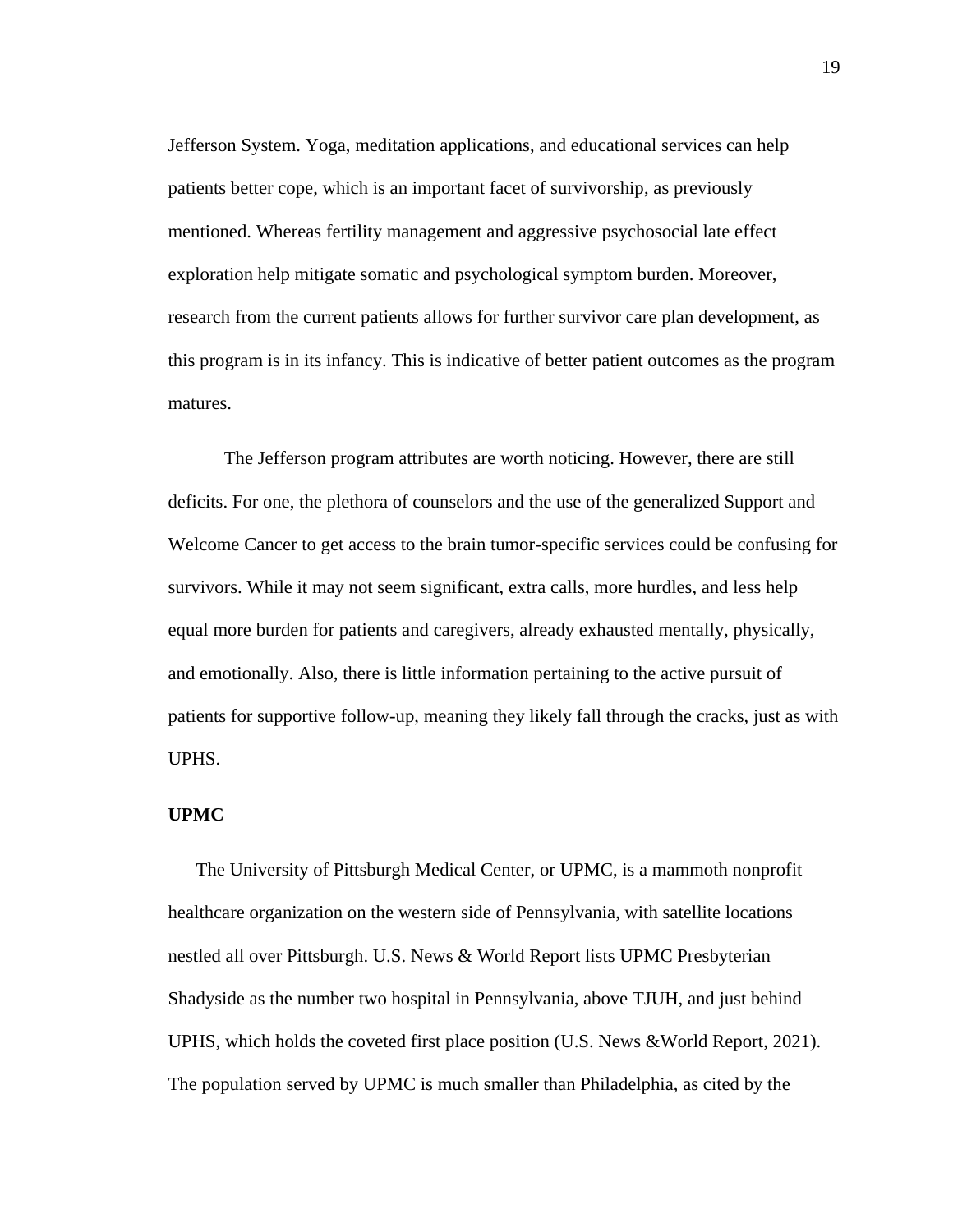Jefferson System. Yoga, meditation applications, and educational services can help patients better cope, which is an important facet of survivorship, as previously mentioned. Whereas fertility management and aggressive psychosocial late effect exploration help mitigate somatic and psychological symptom burden. Moreover, research from the current patients allows for further survivor care plan development, as this program is in its infancy. This is indicative of better patient outcomes as the program matures.

The Jefferson program attributes are worth noticing. However, there are still deficits. For one, the plethora of counselors and the use of the generalized Support and Welcome Cancer to get access to the brain tumor-specific services could be confusing for survivors. While it may not seem significant, extra calls, more hurdles, and less help equal more burden for patients and caregivers, already exhausted mentally, physically, and emotionally. Also, there is little information pertaining to the active pursuit of patients for supportive follow-up, meaning they likely fall through the cracks, just as with UPHS.

**UPMC**

The University of Pittsburgh Medical Center, or UPMC, is a mammoth nonprofit healthcare organization on the western side of Pennsylvania, with satellite locations nestled all over Pittsburgh. U.S. News & World Report lists UPMC Presbyterian Shadyside as the number two hospital in Pennsylvania, above TJUH, and just behind UPHS, which holds the coveted first place position (U.S. News &World Report, 2021). The population served by UPMC is much smaller than Philadelphia, as cited by the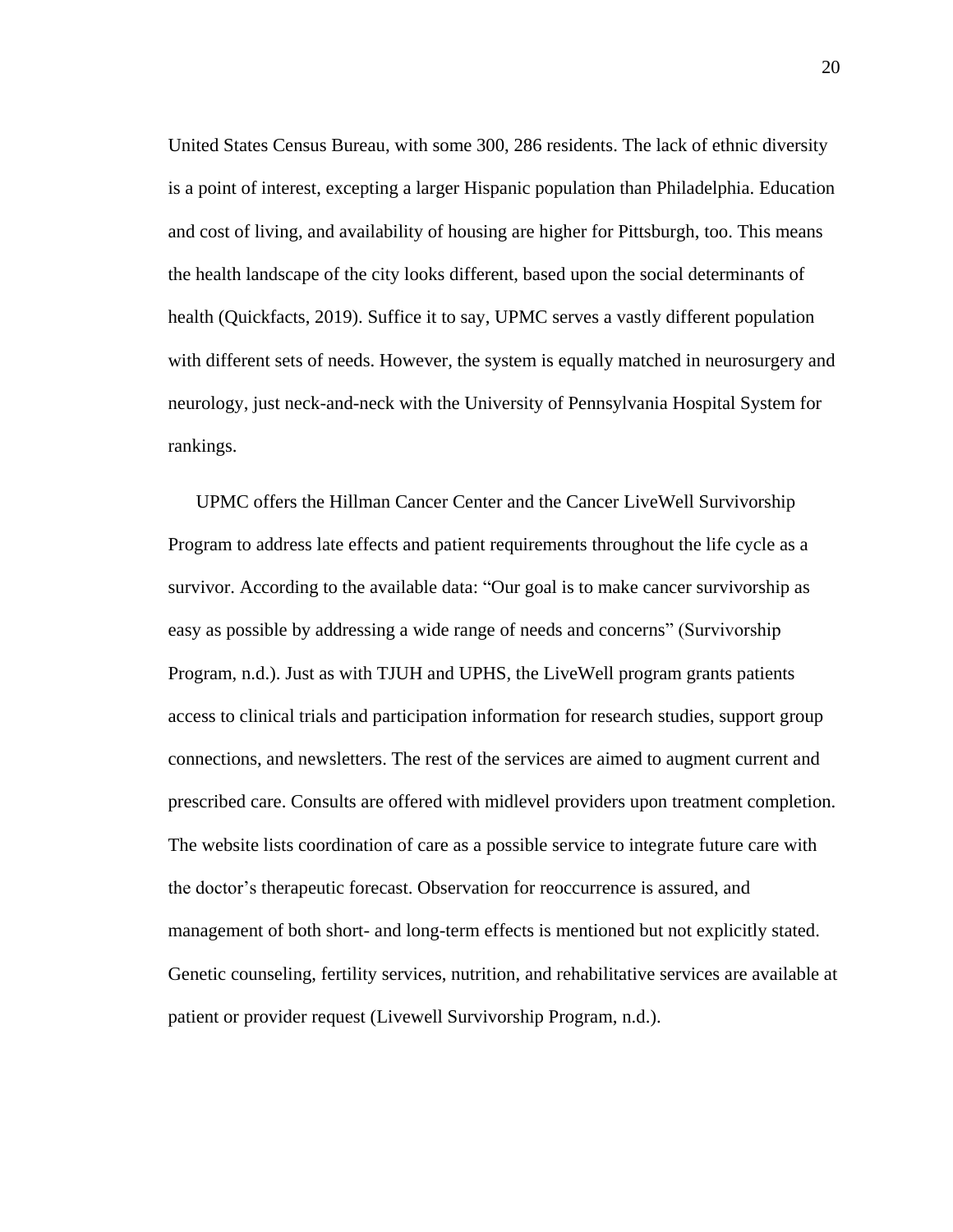United States Census Bureau, with some 300, 286 residents. The lack of ethnic diversity is a point of interest, excepting a larger Hispanic population than Philadelphia. Education and cost of living, and availability of housing are higher for Pittsburgh, too. This means the health landscape of the city looks different, based upon the social determinants of health (Quickfacts, 2019). Suffice it to say, UPMC serves a vastly different population with different sets of needs. However, the system is equally matched in neurosurgery and neurology, just neck-and-neck with the University of Pennsylvania Hospital System for rankings.

UPMC offers the Hillman Cancer Center and the Cancer LiveWell Survivorship Program to address late effects and patient requirements throughout the life cycle as a survivor. According to the available data: "Our goal is to make cancer survivorship as easy as possible by addressing a wide range of needs and concerns" (Survivorship Program, n.d.). Just as with TJUH and UPHS, the LiveWell program grants patients access to clinical trials and participation information for research studies, support group connections, and newsletters. The rest of the services are aimed to augment current and prescribed care. Consults are offered with midlevel providers upon treatment completion. The website lists coordination of care as a possible service to integrate future care with the doctor's therapeutic forecast. Observation for reoccurrence is assured, and management of both short- and long-term effects is mentioned but not explicitly stated. Genetic counseling, fertility services, nutrition, and rehabilitative services are available at patient or provider request (Livewell Survivorship Program, n.d.).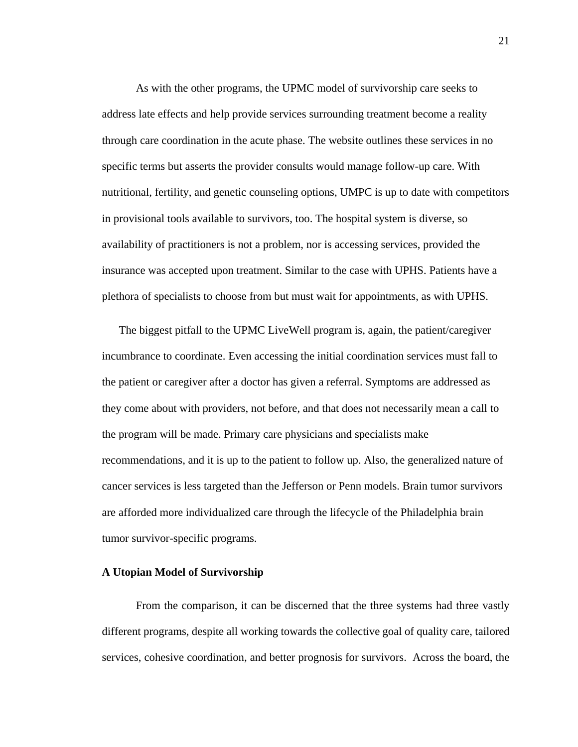As with the other programs, the UPMC model of survivorship care seeks to address late effects and help provide services surrounding treatment become a reality through care coordination in the acute phase. The website outlines these services in no specific terms but asserts the provider consults would manage follow-up care. With nutritional, fertility, and genetic counseling options, UMPC is up to date with competitors in provisional tools available to survivors, too. The hospital system is diverse, so availability of practitioners is not a problem, nor is accessing services, provided the insurance was accepted upon treatment. Similar to the case with UPHS. Patients have a plethora of specialists to choose from but must wait for appointments, as with UPHS.

The biggest pitfall to the UPMC LiveWell program is, again, the patient/caregiver incumbrance to coordinate. Even accessing the initial coordination services must fall to the patient or caregiver after a doctor has given a referral. Symptoms are addressed as they come about with providers, not before, and that does not necessarily mean a call to the program will be made. Primary care physicians and specialists make recommendations, and it is up to the patient to follow up. Also, the generalized nature of cancer services is less targeted than the Jefferson or Penn models. Brain tumor survivors are afforded more individualized care through the lifecycle of the Philadelphia brain tumor survivor-specific programs.

**A Utopian Model of Survivorship**

From the comparison, it can be discerned that the three systems had three vastly different programs, despite all working towards the collective goal of quality care, tailored services, cohesive coordination, and better prognosis for survivors. Across the board, the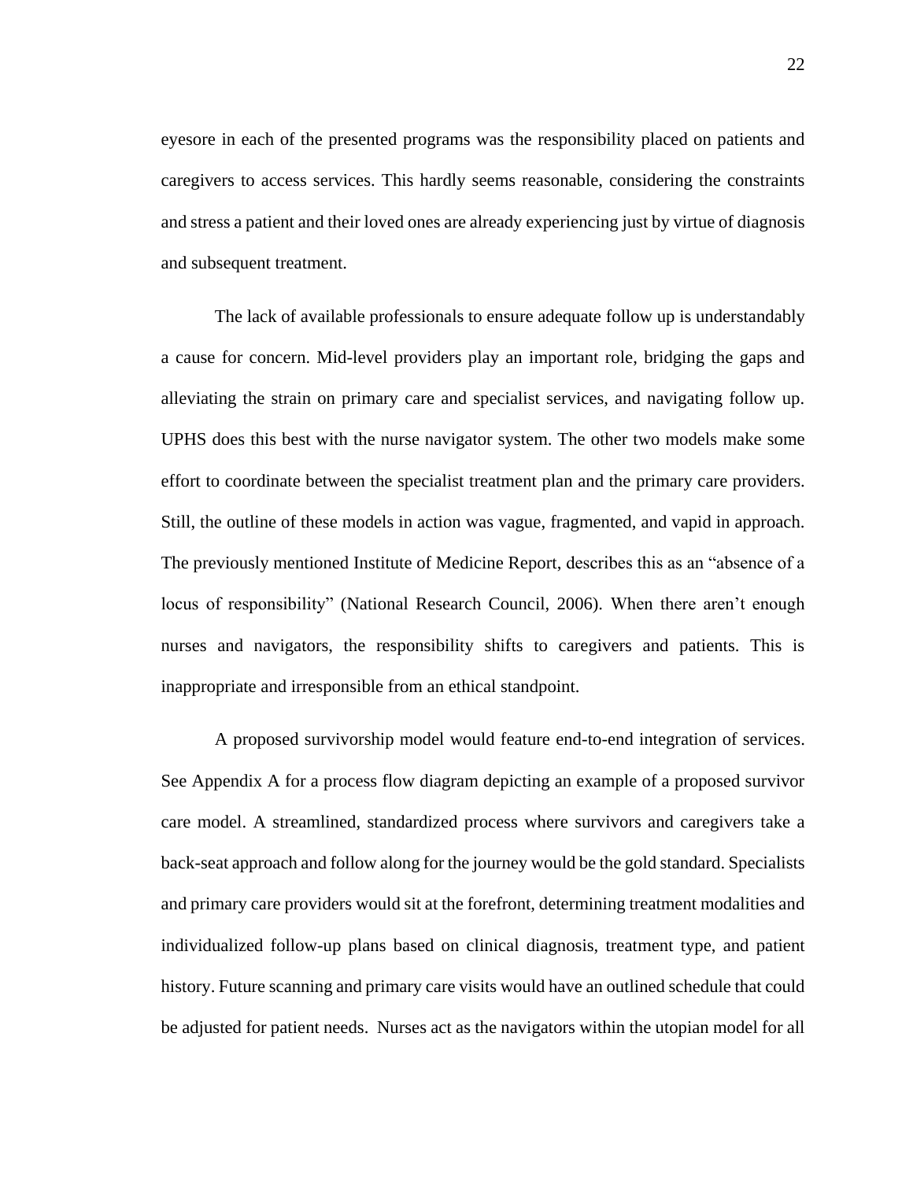eyesore in each of the presented programs was the responsibility placed on patients and caregivers to access services. This hardly seems reasonable, considering the constraints and stress a patient and their loved ones are already experiencing just by virtue of diagnosis and subsequent treatment.

The lack of available professionals to ensure adequate follow up is understandably a cause for concern. Mid-level providers play an important role, bridging the gaps and alleviating the strain on primary care and specialist services, and navigating follow up. UPHS does this best with the nurse navigator system. The other two models make some effort to coordinate between the specialist treatment plan and the primary care providers. Still, the outline of these models in action was vague, fragmented, and vapid in approach. The previously mentioned Institute of Medicine Report, describes this as an "absence of a locus of responsibility" (National Research Council, 2006). When there aren't enough nurses and navigators, the responsibility shifts to caregivers and patients. This is inappropriate and irresponsible from an ethical standpoint.

A proposed survivorship model would feature end-to-end integration of services. See Appendix A for a process flow diagram depicting an example of a proposed survivor care model. A streamlined, standardized process where survivors and caregivers take a back-seat approach and follow along for the journey would be the gold standard. Specialists and primary care providers would sit at the forefront, determining treatment modalities and individualized follow-up plans based on clinical diagnosis, treatment type, and patient history. Future scanning and primary care visits would have an outlined schedule that could be adjusted for patient needs. Nurses act as the navigators within the utopian model for all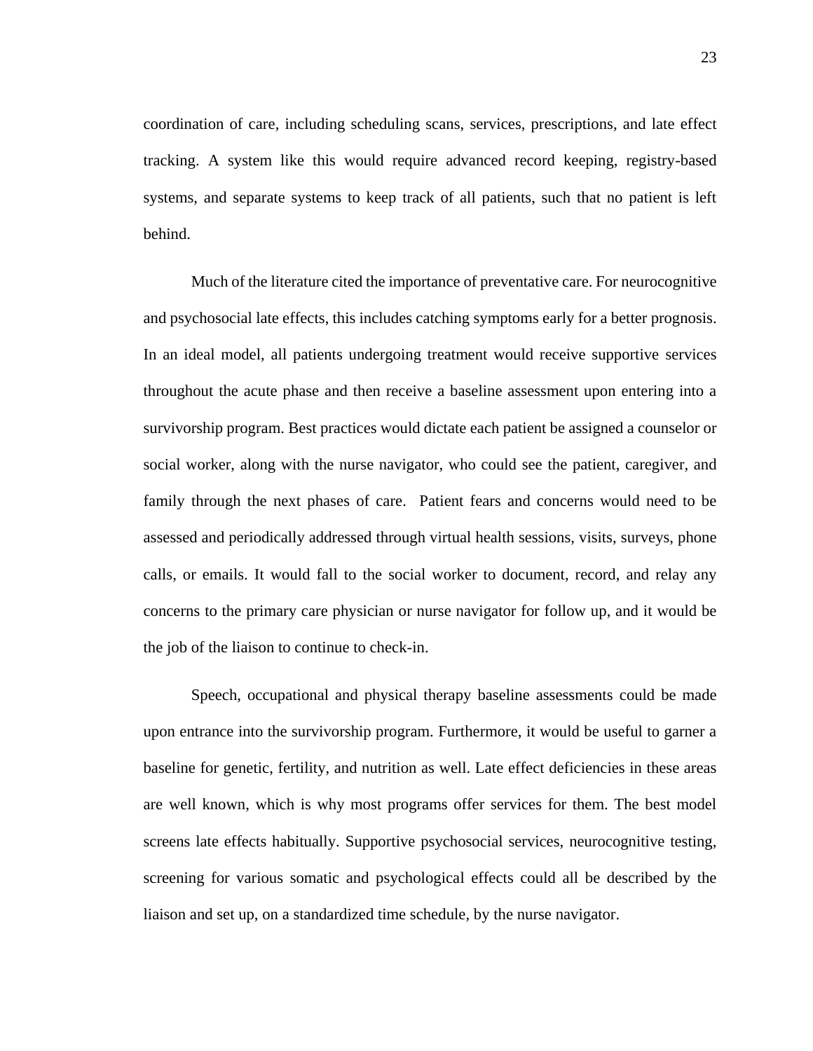coordination of care, including scheduling scans, services, prescriptions, and late effect tracking. A system like this would require advanced record keeping, registry-based systems, and separate systems to keep track of all patients, such that no patient is left behind.

Much of the literature cited the importance of preventative care. For neurocognitive and psychosocial late effects, this includes catching symptoms early for a better prognosis. In an ideal model, all patients undergoing treatment would receive supportive services throughout the acute phase and then receive a baseline assessment upon entering into a survivorship program. Best practices would dictate each patient be assigned a counselor or social worker, along with the nurse navigator, who could see the patient, caregiver, and family through the next phases of care. Patient fears and concerns would need to be assessed and periodically addressed through virtual health sessions, visits, surveys, phone calls, or emails. It would fall to the social worker to document, record, and relay any concerns to the primary care physician or nurse navigator for follow up, and it would be the job of the liaison to continue to check-in.

Speech, occupational and physical therapy baseline assessments could be made upon entrance into the survivorship program. Furthermore, it would be useful to garner a baseline for genetic, fertility, and nutrition as well. Late effect deficiencies in these areas are well known, which is why most programs offer services for them. The best model screens late effects habitually. Supportive psychosocial services, neurocognitive testing, screening for various somatic and psychological effects could all be described by the liaison and set up, on a standardized time schedule, by the nurse navigator.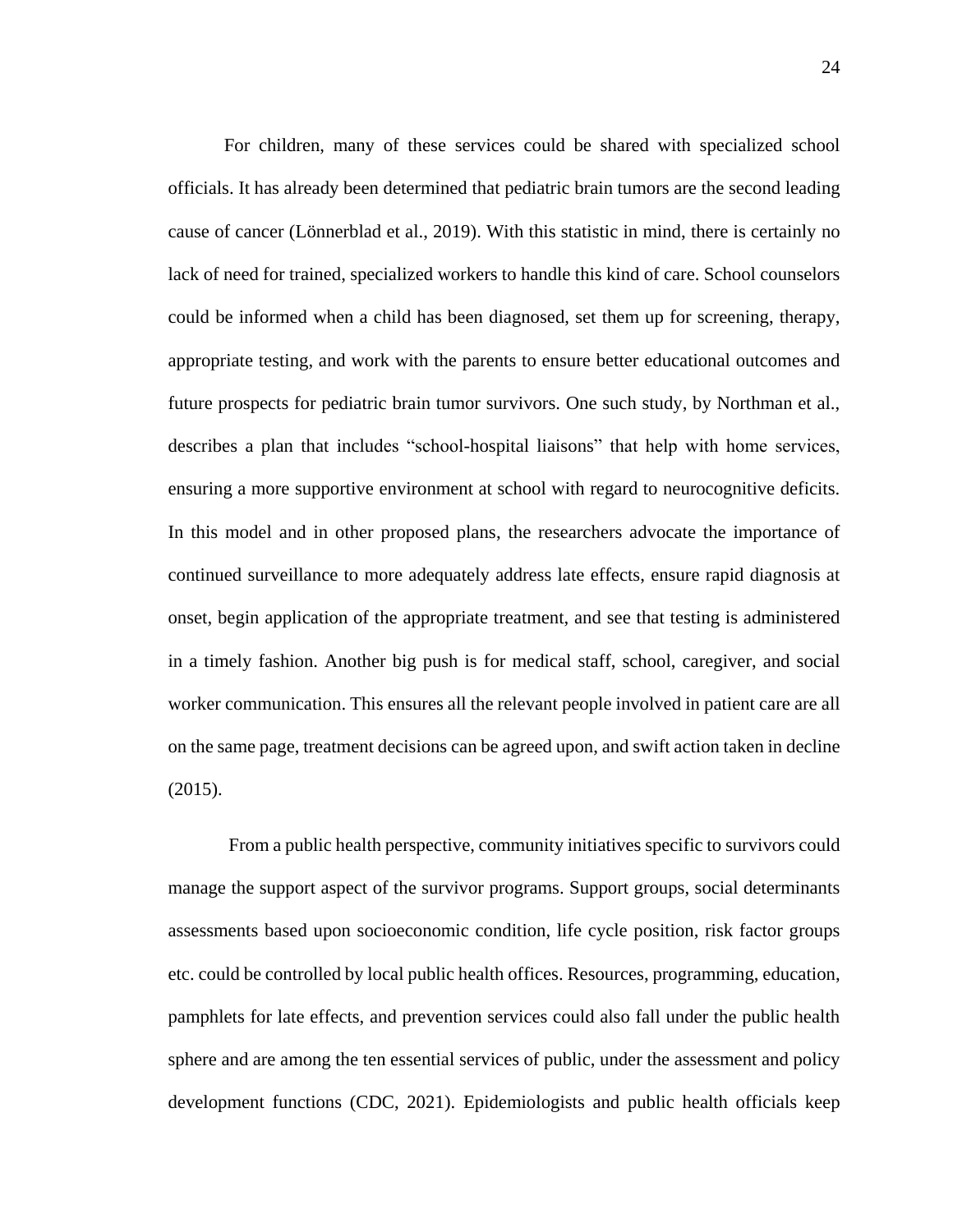For children, many of these services could be shared with specialized school officials. It has already been determined that pediatric brain tumors are the second leading cause of cancer (Lönnerblad et al., 2019). With this statistic in mind, there is certainly no lack of need for trained, specialized workers to handle this kind of care. School counselors could be informed when a child has been diagnosed, set them up for screening, therapy, appropriate testing, and work with the parents to ensure better educational outcomes and future prospects for pediatric brain tumor survivors. One such study, by Northman et al., describes a plan that includes "school-hospital liaisons" that help with home services, ensuring a more supportive environment at school with regard to neurocognitive deficits. In this model and in other proposed plans, the researchers advocate the importance of continued surveillance to more adequately address late effects, ensure rapid diagnosis at onset, begin application of the appropriate treatment, and see that testing is administered in a timely fashion. Another big push is for medical staff, school, caregiver, and social worker communication. This ensures all the relevant people involved in patient care are all on the same page, treatment decisions can be agreed upon, and swift action taken in decline (2015).

From a public health perspective, community initiatives specific to survivors could manage the support aspect of the survivor programs. Support groups, social determinants assessments based upon socioeconomic condition, life cycle position, risk factor groups etc. could be controlled by local public health offices. Resources, programming, education, pamphlets for late effects, and prevention services could also fall under the public health sphere and are among the ten essential services of public, under the assessment and policy development functions (CDC, 2021). Epidemiologists and public health officials keep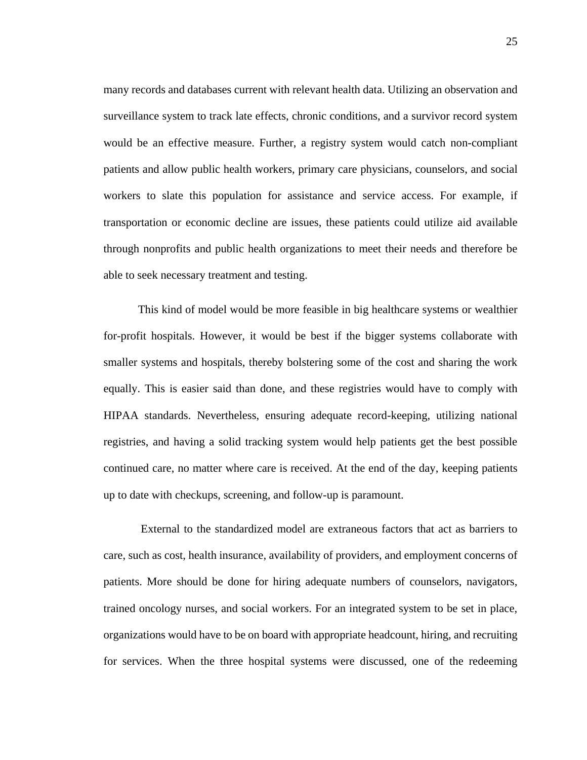many records and databases current with relevant health data. Utilizing an observation and surveillance system to track late effects, chronic conditions, and a survivor record system would be an effective measure. Further, a registry system would catch non-compliant patients and allow public health workers, primary care physicians, counselors, and social workers to slate this population for assistance and service access. For example, if transportation or economic decline are issues, these patients could utilize aid available through nonprofits and public health organizations to meet their needs and therefore be able to seek necessary treatment and testing.

This kind of model would be more feasible in big healthcare systems or wealthier for-profit hospitals. However, it would be best if the bigger systems collaborate with smaller systems and hospitals, thereby bolstering some of the cost and sharing the work equally. This is easier said than done, and these registries would have to comply with HIPAA standards. Nevertheless, ensuring adequate record-keeping, utilizing national registries, and having a solid tracking system would help patients get the best possible continued care, no matter where care is received. At the end of the day, keeping patients up to date with checkups, screening, and follow-up is paramount.

External to the standardized model are extraneous factors that act as barriers to care, such as cost, health insurance, availability of providers, and employment concerns of patients. More should be done for hiring adequate numbers of counselors, navigators, trained oncology nurses, and social workers. For an integrated system to be set in place, organizations would have to be on board with appropriate headcount, hiring, and recruiting for services. When the three hospital systems were discussed, one of the redeeming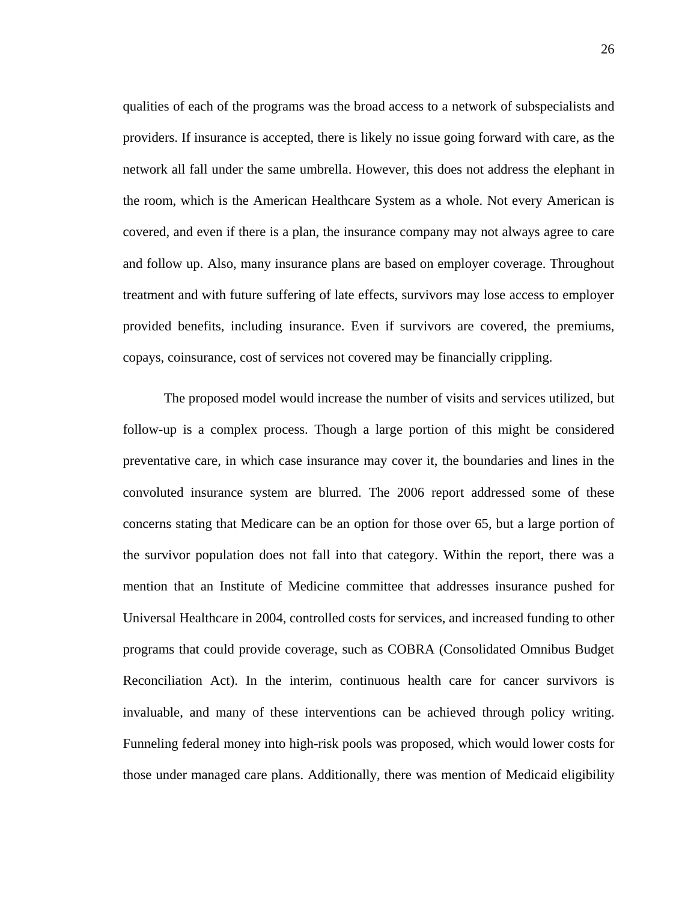qualities of each of the programs was the broad access to a network of subspecialists and providers. If insurance is accepted, there is likely no issue going forward with care, as the network all fall under the same umbrella. However, this does not address the elephant in the room, which is the American Healthcare System as a whole. Not every American is covered, and even if there is a plan, the insurance company may not always agree to care and follow up. Also, many insurance plans are based on employer coverage. Throughout treatment and with future suffering of late effects, survivors may lose access to employer provided benefits, including insurance. Even if survivors are covered, the premiums, copays, coinsurance, cost of services not covered may be financially crippling.

The proposed model would increase the number of visits and services utilized, but follow-up is a complex process. Though a large portion of this might be considered preventative care, in which case insurance may cover it, the boundaries and lines in the convoluted insurance system are blurred. The 2006 report addressed some of these concerns stating that Medicare can be an option for those over 65, but a large portion of the survivor population does not fall into that category. Within the report, there was a mention that an Institute of Medicine committee that addresses insurance pushed for Universal Healthcare in 2004, controlled costs for services, and increased funding to other programs that could provide coverage, such as COBRA (Consolidated Omnibus Budget Reconciliation Act). In the interim, continuous health care for cancer survivors is invaluable, and many of these interventions can be achieved through policy writing. Funneling federal money into high-risk pools was proposed, which would lower costs for those under managed care plans. Additionally, there was mention of Medicaid eligibility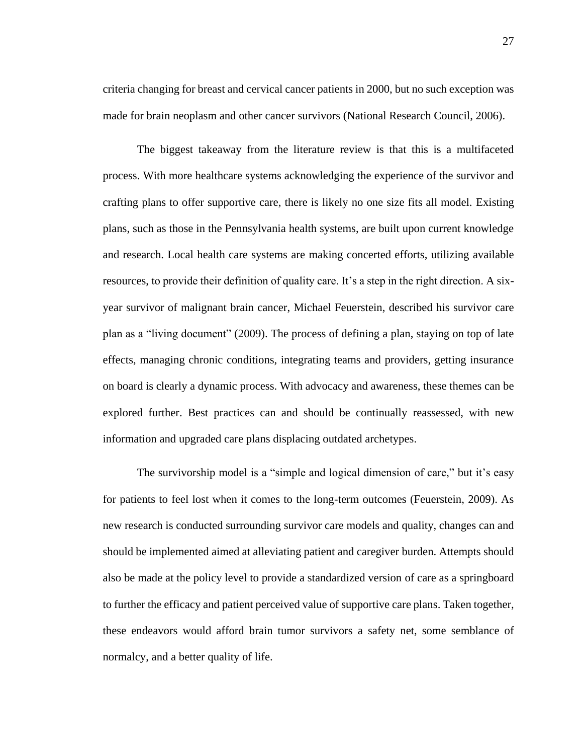criteria changing for breast and cervical cancer patients in 2000, but no such exception was made for brain neoplasm and other cancer survivors (National Research Council, 2006).

The biggest takeaway from the literature review is that this is a multifaceted process. With more healthcare systems acknowledging the experience of the survivor and crafting plans to offer supportive care, there is likely no one size fits all model. Existing plans, such as those in the Pennsylvania health systems, are built upon current knowledge and research. Local health care systems are making concerted efforts, utilizing available resources, to provide their definition of quality care. It's a step in the right direction. A six-year survivor of malignant brain cancer, Michael Feuerstein, described his survivor care plan as a "living document" (2009). The process of defining a plan, staying on top of late effects, managing chronic conditions, integrating teams and providers, getting insurance on board is clearly a dynamic process. With advocacy and awareness, these themes can be explored further. Best practices can and should be continually reassessed, with new information and upgraded care plans displacing outdated archetypes.

The survivorship model is a "simple and logical dimension of care," but it's easy for patients to feel lost when it comes to the long-term outcomes (Feuerstein, 2009). As new research is conducted surrounding survivor care models and quality, changes can and should be implemented aimed at alleviating patient and caregiver burden. Attempts should also be made at the policy level to provide a standardized version of care as a springboard to further the efficacy and patient perceived value of supportive care plans. Taken together, these endeavors would afford brain tumor survivors a safety net, some semblance of normalcy, and a better quality of life.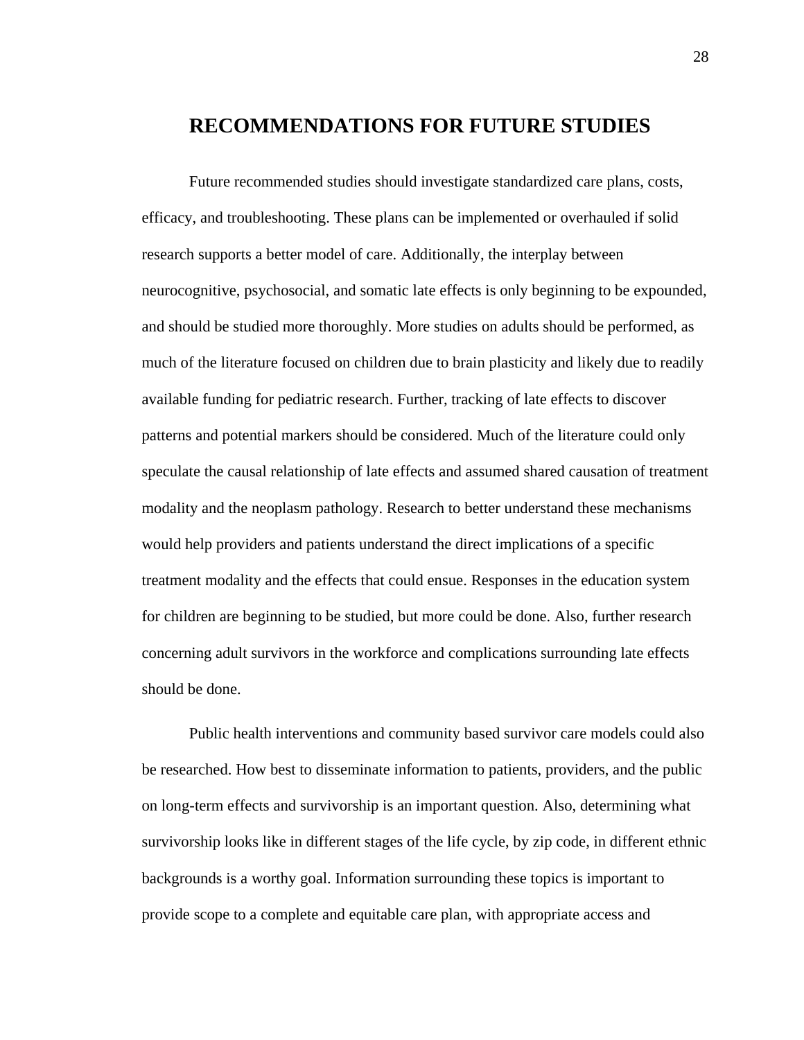# RECOMMENDATIONS FOR FUTURE STUDIES

Future recommended studies should investigate standardized care plans, costs, efficacy, and troubleshooting. These plans can be implemented or overhauled if solid research supports a better model of care. Additionally, the interplay between neurocognitive, psychosocial, and somatic late effects is only beginning to be expounded, and should be studied more thoroughly. More studies on adults should be performed, as much of the literature focused on children due to brain plasticity and likely due to readily available funding for pediatric research. Further, tracking of late effects to discover patterns and potential markers should be considered. Much of the literature could only speculate the causal relationship of late effects and assumed shared causation of treatment modality and the neoplasm pathology. Research to better understand these mechanisms would help providers and patients understand the direct implications of a specific treatment modality and the effects that could ensue. Responses in the education system for children are beginning to be studied, but more could be done. Also, further research concerning adult survivors in the workforce and complications surrounding late effects should be done.

Public health interventions and community based survivor care models could also be researched. How best to disseminate information to patients, providers, and the public on long-term effects and survivorship is an important question. Also, determining what survivorship looks like in different stages of the life cycle, by zip code, in different ethnic backgrounds is a worthy goal. Information surrounding these topics is important to provide scope to a complete and equitable care plan, with appropriate access and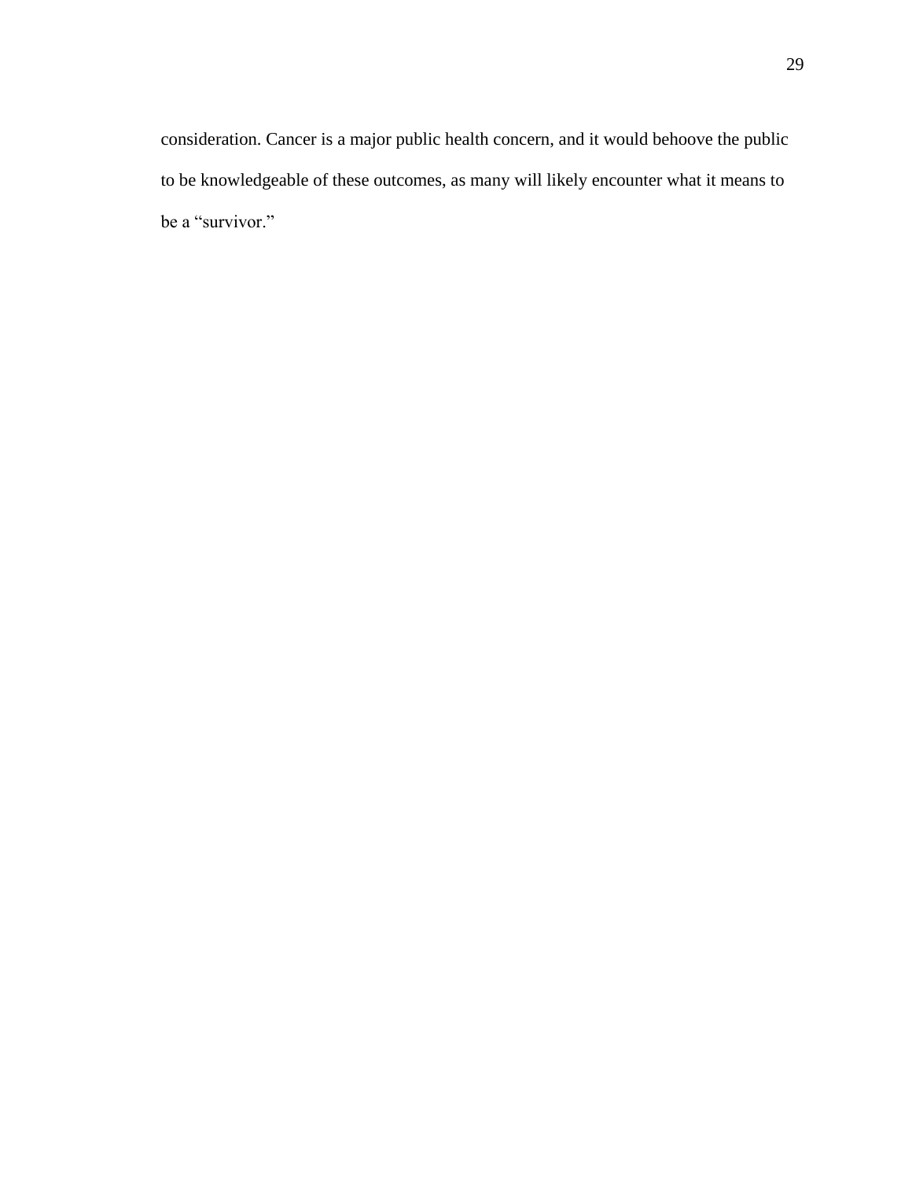consideration. Cancer is a major public health concern, and it would behoove the public to be knowledgeable of these outcomes, as many will likely encounter what it means to be a "survivor."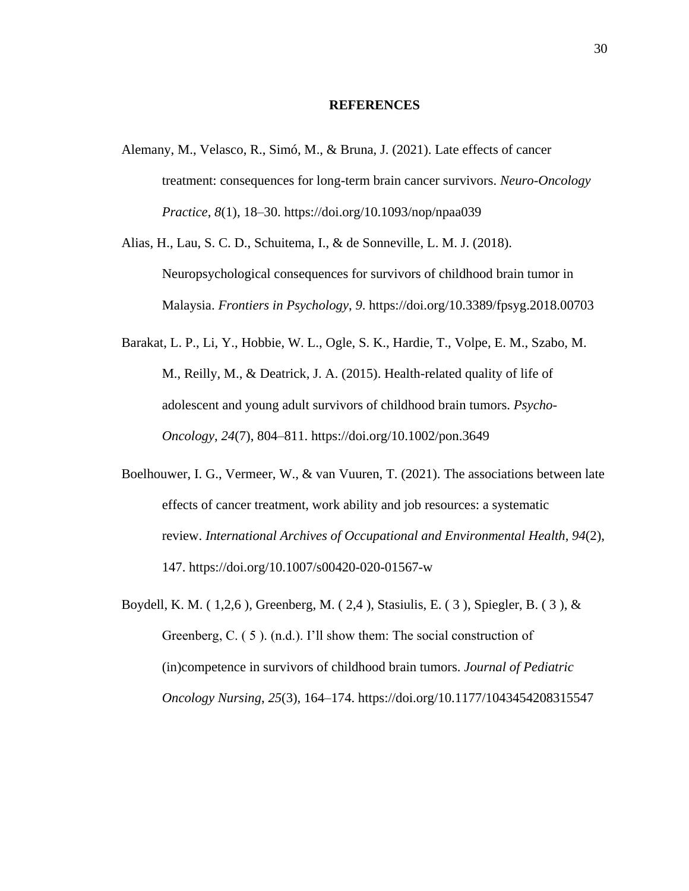# REFERENCES

Alemany, M., Velasco, R., Simó, M., & Bruna, J. (2021). Late effects of cancer treatment: consequences for long-term brain cancer survivors. *Neuro-Oncology Practice*, *8*(1), 18–30. https://doi.org/10.1093/nop/npaa039

Alias, H., Lau, S. C. D., Schuitema, I., & de Sonneville, L. M. J. (2018). Neuropsychological consequences for survivors of childhood brain tumor in Malaysia. *Frontiers in Psychology*, *9*. https://doi.org/10.3389/fpsyg.2018.00703

Barakat, L. P., Li, Y., Hobbie, W. L., Ogle, S. K., Hardie, T., Volpe, E. M., Szabo, M. M., Reilly, M., & Deatrick, J. A. (2015). Health-related quality of life of adolescent and young adult survivors of childhood brain tumors. *Psycho-Oncology*, *24*(7), 804–811. https://doi.org/10.1002/pon.3649

Boelhouwer, I. G., Vermeer, W., & van Vuuren, T. (2021). The associations between late effects of cancer treatment, work ability and job resources: a systematic review. *International Archives of Occupational and Environmental Health*, *94*(2), 147. https://doi.org/10.1007/s00420-020-01567-w

Boydell, K. M. ( 1,2,6 ), Greenberg, M. ( 2,4 ), Stasiulis, E. ( 3 ), Spiegler, B. ( 3 ), & Greenberg, C. ( 5 ). (n.d.). I'll show them: The social construction of (in)competence in survivors of childhood brain tumors. *Journal of Pediatric Oncology Nursing*, *25*(3), 164–174. https://doi.org/10.1177/1043454208315547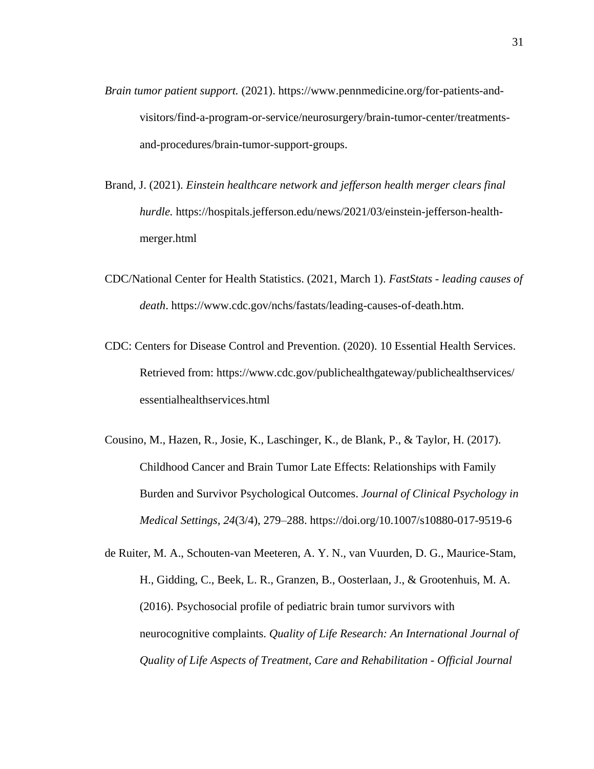*Brain tumor patient support.* (2021). https://www.pennmedicine.org/for-patients-and-visitors/find-a-program-or-service/neurosurgery/brain-tumor-center/treatments-and-procedures/brain-tumor-support-groups.

Brand, J. (2021). *Einstein healthcare network and jefferson health merger clears final hurdle.* https://hospitals.jefferson.edu/news/2021/03/einstein-jefferson-health-merger.html

CDC/National Center for Health Statistics. (2021, March 1). *FastStats - leading causes of death*. https://www.cdc.gov/nchs/fastats/leading-causes-of-death.htm.

CDC: Centers for Disease Control and Prevention. (2020). 10 Essential Health Services. Retrieved from: https://www.cdc.gov/publichealthgateway/publichealthservices/essentialhealthservices.html

Cousino, M., Hazen, R., Josie, K., Laschinger, K., de Blank, P., & Taylor, H. (2017). Childhood Cancer and Brain Tumor Late Effects: Relationships with Family Burden and Survivor Psychological Outcomes. *Journal of Clinical Psychology in Medical Settings*, *24*(3/4), 279–288. https://doi.org/10.1007/s10880-017-9519-6

de Ruiter, M. A., Schouten-van Meeteren, A. Y. N., van Vuurden, D. G., Maurice-Stam, H., Gidding, C., Beek, L. R., Granzen, B., Oosterlaan, J., & Grootenhuis, M. A. (2016). Psychosocial profile of pediatric brain tumor survivors with neurocognitive complaints. *Quality of Life Research: An International Journal of Quality of Life Aspects of Treatment, Care and Rehabilitation - Official Journal*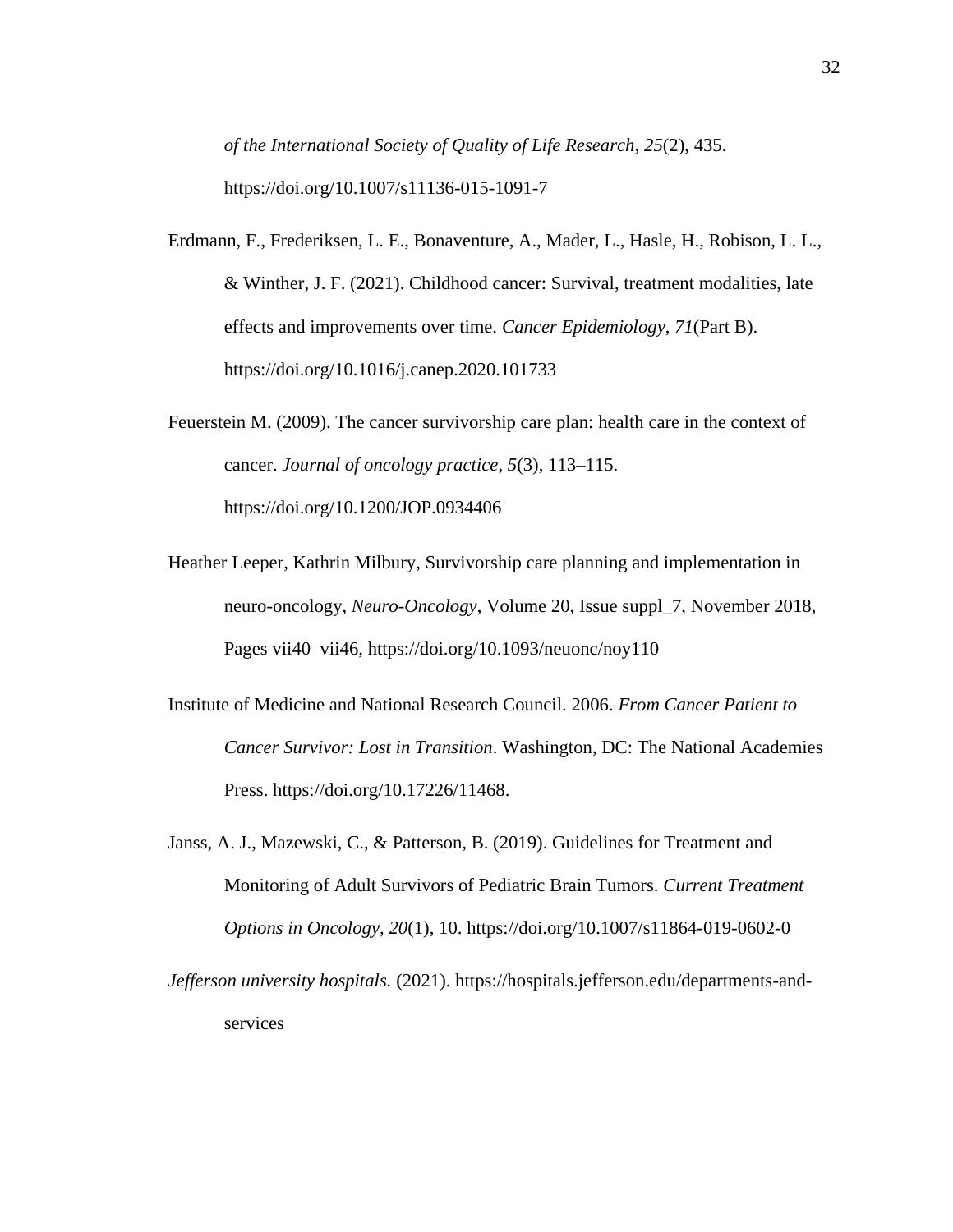*of the International Society of Quality of Life Research*, *25*(2), 435. https://doi.org/10.1007/s11136-015-1091-7

Erdmann, F., Frederiksen, L. E., Bonaventure, A., Mader, L., Hasle, H., Robison, L. L., & Winther, J. F. (2021). Childhood cancer: Survival, treatment modalities, late effects and improvements over time. *Cancer Epidemiology*, *71*(Part B). https://doi.org/10.1016/j.canep.2020.101733

Feuerstein M. (2009). The cancer survivorship care plan: health care in the context of cancer. *Journal of oncology practice*, *5*(3), 113–115. https://doi.org/10.1200/JOP.0934406

Heather Leeper, Kathrin Milbury, Survivorship care planning and implementation in neuro-oncology, *Neuro-Oncology*, Volume 20, Issue suppl_7, November 2018, Pages vii40–vii46, https://doi.org/10.1093/neuonc/noy110

Institute of Medicine and National Research Council. 2006. *From Cancer Patient to Cancer Survivor: Lost in Transition*. Washington, DC: The National Academies Press. https://doi.org/10.17226/11468.

Janss, A. J., Mazewski, C., & Patterson, B. (2019). Guidelines for Treatment and Monitoring of Adult Survivors of Pediatric Brain Tumors. *Current Treatment Options in Oncology*, *20*(1), 10. https://doi.org/10.1007/s11864-019-0602-0

*Jefferson university hospitals.* (2021). https://hospitals.jefferson.edu/departments-and-services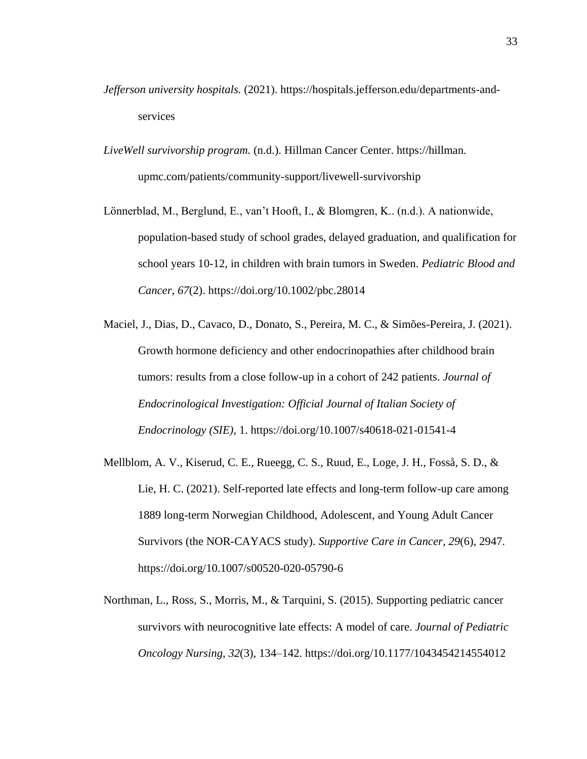*Jefferson university hospitals.* (2021). https://hospitals.jefferson.edu/departments-and-services

*LiveWell survivorship program.* (n.d.). Hillman Cancer Center. https://hillman.upmc.com/patients/community-support/livewell-survivorship

Lönnerblad, M., Berglund, E., van't Hooft, I., & Blomgren, K.. (n.d.). A nationwide, population-based study of school grades, delayed graduation, and qualification for school years 10-12, in children with brain tumors in Sweden. *Pediatric Blood and Cancer*, *67*(2). https://doi.org/10.1002/pbc.28014

Maciel, J., Dias, D., Cavaco, D., Donato, S., Pereira, M. C., & Simões-Pereira, J. (2021). Growth hormone deficiency and other endocrinopathies after childhood brain tumors: results from a close follow-up in a cohort of 242 patients. *Journal of Endocrinological Investigation: Official Journal of Italian Society of Endocrinology (SIE)*, 1. https://doi.org/10.1007/s40618-021-01541-4

Mellblom, A. V., Kiserud, C. E., Rueegg, C. S., Ruud, E., Loge, J. H., Fosså, S. D., & Lie, H. C. (2021). Self-reported late effects and long-term follow-up care among 1889 long-term Norwegian Childhood, Adolescent, and Young Adult Cancer Survivors (the NOR-CAYACS study). *Supportive Care in Cancer*, *29*(6), 2947. https://doi.org/10.1007/s00520-020-05790-6

Northman, L., Ross, S., Morris, M., & Tarquini, S. (2015). Supporting pediatric cancer survivors with neurocognitive late effects: A model of care. *Journal of Pediatric Oncology Nursing*, *32*(3), 134–142. https://doi.org/10.1177/1043454214554012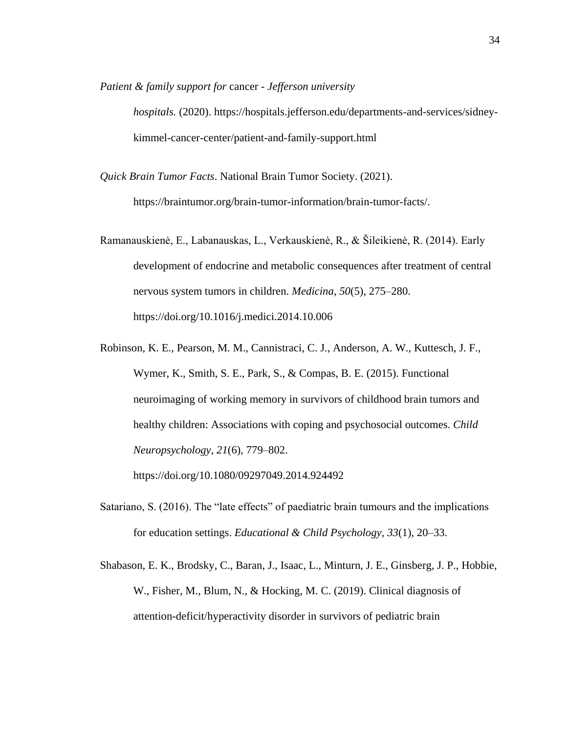*Patient & family support for* cancer - *Jefferson university hospitals.* (2020). https://hospitals.jefferson.edu/departments-and-services/sidney-kimmel-cancer-center/patient-and-family-support.html

*Quick Brain Tumor Facts*. National Brain Tumor Society. (2021). https://braintumor.org/brain-tumor-information/brain-tumor-facts/.

Ramanauskienė, E., Labanauskas, L., Verkauskienė, R., & Šileikienė, R. (2014). Early development of endocrine and metabolic consequences after treatment of central nervous system tumors in children. *Medicina*, *50*(5), 275–280. https://doi.org/10.1016/j.medici.2014.10.006

Robinson, K. E., Pearson, M. M., Cannistraci, C. J., Anderson, A. W., Kuttesch, J. F., Wymer, K., Smith, S. E., Park, S., & Compas, B. E. (2015). Functional neuroimaging of working memory in survivors of childhood brain tumors and healthy children: Associations with coping and psychosocial outcomes. *Child Neuropsychology*, *21*(6), 779–802. https://doi.org/10.1080/09297049.2014.924492

Satariano, S. (2016). The "late effects" of paediatric brain tumours and the implications for education settings. *Educational & Child Psychology*, *33*(1), 20–33.

Shabason, E. K., Brodsky, C., Baran, J., Isaac, L., Minturn, J. E., Ginsberg, J. P., Hobbie, W., Fisher, M., Blum, N., & Hocking, M. C. (2019). Clinical diagnosis of attention-deficit/hyperactivity disorder in survivors of pediatric brain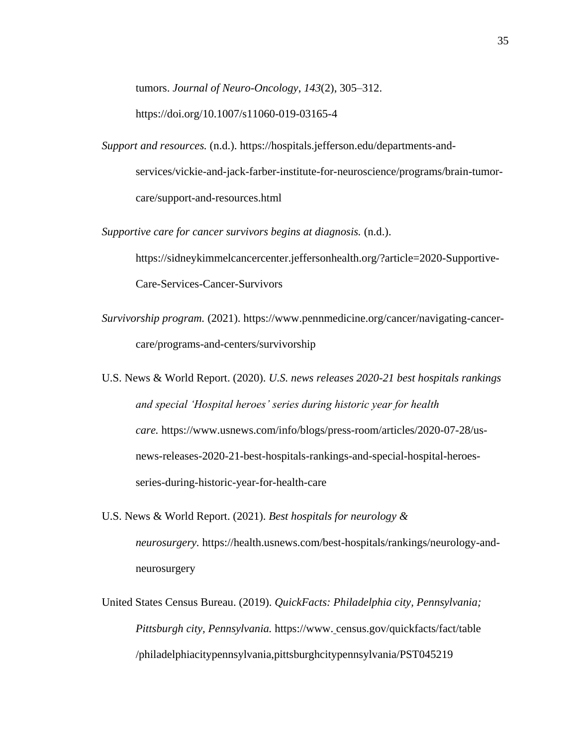tumors. *Journal of Neuro-Oncology*, *143*(2), 305–312. https://doi.org/10.1007/s11060-019-03165-4

*Support and resources.* (n.d.). https://hospitals.jefferson.edu/departments-and-services/vickie-and-jack-farber-institute-for-neuroscience/programs/brain-tumor-care/support-and-resources.html

*Supportive care for cancer survivors begins at diagnosis.* (n.d.). https://sidneykimmelcancercenter.jeffersonhealth.org/?article=2020-Supportive-Care-Services-Cancer-Survivors

*Survivorship program.* (2021). https://www.pennmedicine.org/cancer/navigating-cancer-care/programs-and-centers/survivorship

U.S. News & World Report. (2020). *U.S. news releases 2020-21 best hospitals rankings and special 'Hospital heroes' series during historic year for health care.* https://www.usnews.com/info/blogs/press-room/articles/2020-07-28/us-news-releases-2020-21-best-hospitals-rankings-and-special-hospital-heroes-series-during-historic-year-for-health-care

U.S. News & World Report. (2021). *Best hospitals for neurology & neurosurgery*. https://health.usnews.com/best-hospitals/rankings/neurology-and-neurosurgery

United States Census Bureau. (2019). *QuickFacts: Philadelphia city, Pennsylvania; Pittsburgh city, Pennsylvania.* https://www.census.gov/quickfacts/fact/table/philadelphiacitypennsylvania,pittsburghcitypennsylvania/PST045219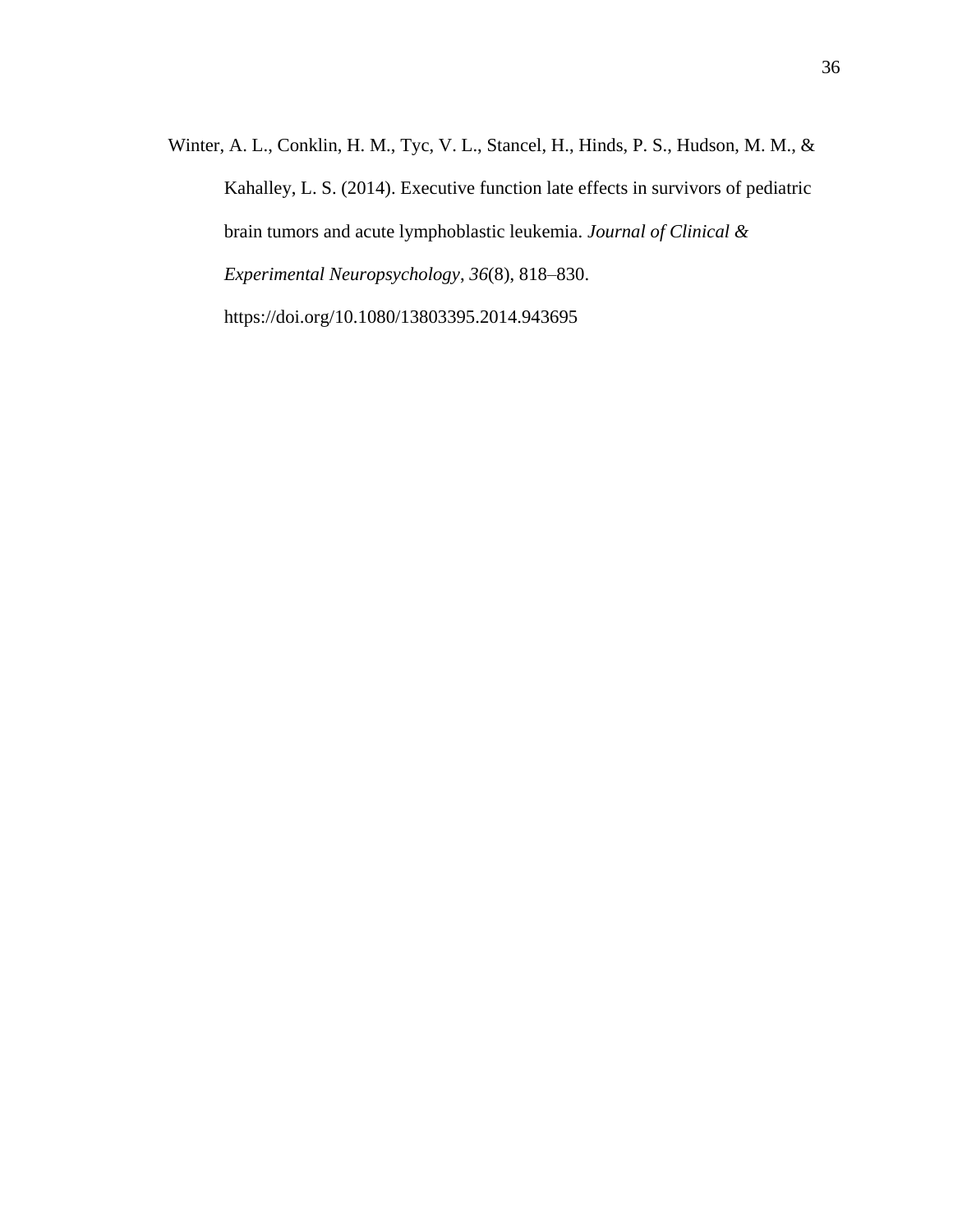Winter, A. L., Conklin, H. M., Tyc, V. L., Stancel, H., Hinds, P. S., Hudson, M. M., & Kahalley, L. S. (2014). Executive function late effects in survivors of pediatric brain tumors and acute lymphoblastic leukemia. *Journal of Clinical & Experimental Neuropsychology*, *36*(8), 818–830. https://doi.org/10.1080/13803395.2014.943695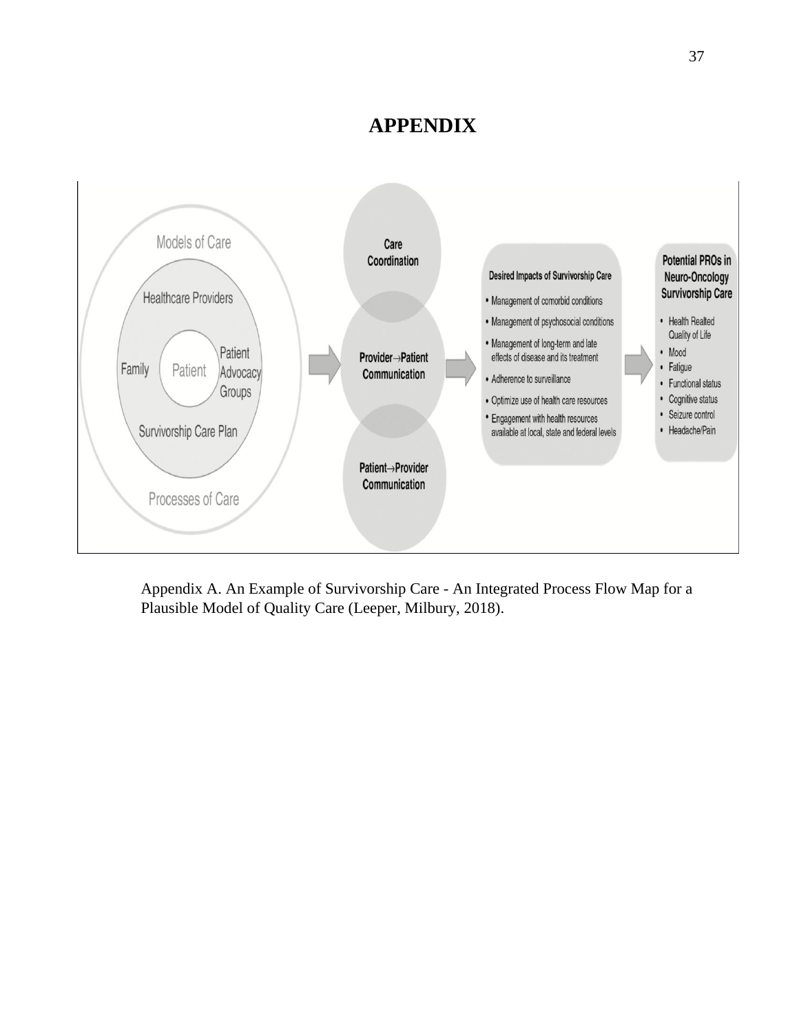# APPENDIX

Models of Care

Healthcare Providers

Family

Patient

Patient Advocacy Groups

Survivorship Care Plan

Processes of Care

Care Coordination

Provider→Patient Communication

Patient→Provider Communication

Desired Impacts of Survivorship Care

- Management of comorbid conditions
- Management of psychosocial conditions
- Management of long-term and late effects of disease and its treatment
- Adherence to surveillance
- Optimize use of health care resources
- Engagement with health resources available at local, state and federal levels

Potential PROs in Neuro-Oncology Survivorship Care

- Health Realted Quality of Life
- Mood
- Fatigue
- Functional status
- Cognitive status
- Seizure control
- Headache/Pain

Appendix A. An Example of Survivorship Care - An Integrated Process Flow Map for a Plausible Model of Quality Care (Leeper, Milbury, 2018).